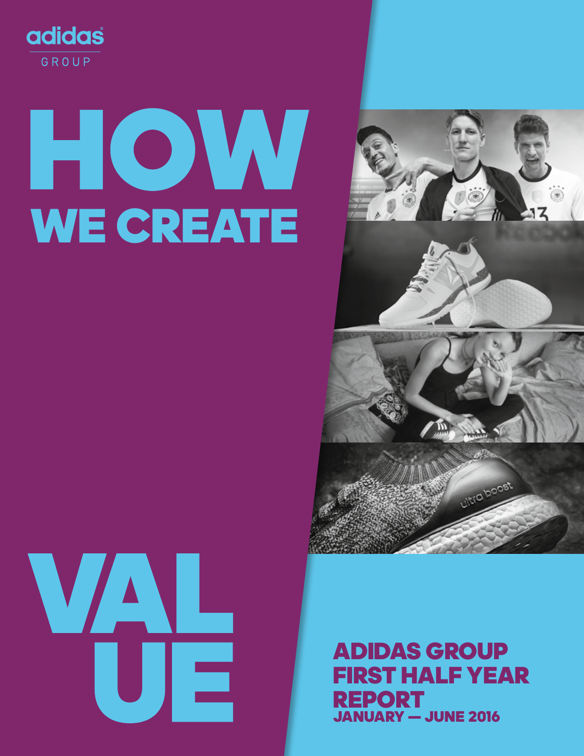adidas GROUP

# HOW WE CREATE VALUE

## ADIDAS GROUP FIRST HALF YEAR REPORT

JANUARY — JUNE 2016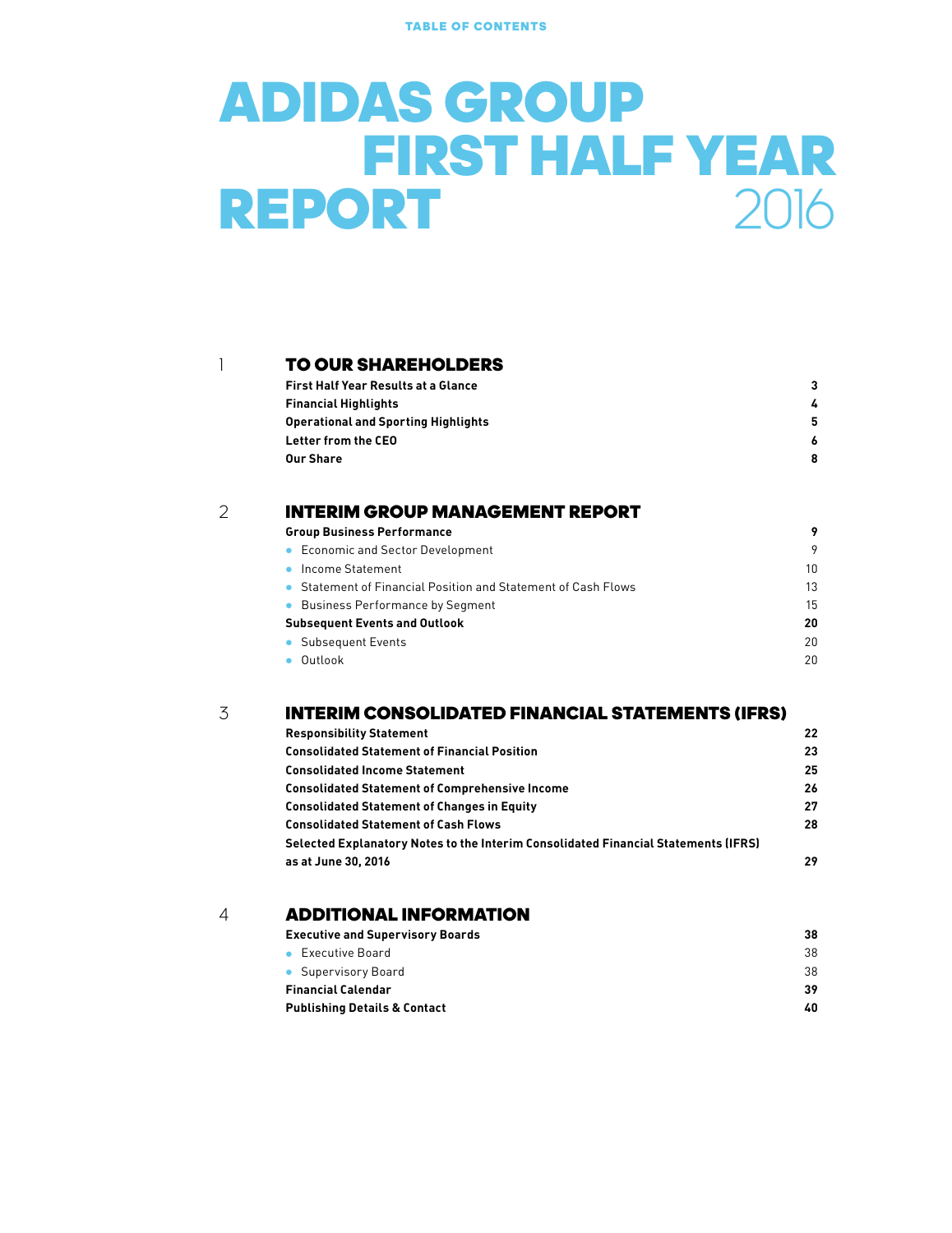TABLE OF CONTENTS

# ADIDAS GROUP FIRST HALF YEAR REPORT 2016

## 1 TO OUR SHAREHOLDERS

| | |
|---|---|
| **First Half Year Results at a Glance** | **3** |
| **Financial Highlights** | **4** |
| **Operational and Sporting Highlights** | **5** |
| **Letter from the CEO** | **6** |
| **Our Share** | **8** |

## 2 INTERIM GROUP MANAGEMENT REPORT

| | |
|---|---|
| **Group Business Performance** | **9** |
| • Economic and Sector Development | 9 |
| • Income Statement | 10 |
| • Statement of Financial Position and Statement of Cash Flows | 13 |
| • Business Performance by Segment | 15 |
| **Subsequent Events and Outlook** | **20** |
| • Subsequent Events | 20 |
| • Outlook | 20 |

## 3 INTERIM CONSOLIDATED FINANCIAL STATEMENTS (IFRS)

| | |
|---|---|
| **Responsibility Statement** | **22** |
| **Consolidated Statement of Financial Position** | **23** |
| **Consolidated Income Statement** | **25** |
| **Consolidated Statement of Comprehensive Income** | **26** |
| **Consolidated Statement of Changes in Equity** | **27** |
| **Consolidated Statement of Cash Flows** | **28** |
| **Selected Explanatory Notes to the Interim Consolidated Financial Statements (IFRS) as at June 30, 2016** | **29** |

## 4 ADDITIONAL INFORMATION

| | |
|---|---|
| **Executive and Supervisory Boards** | **38** |
| • Executive Board | 38 |
| • Supervisory Board | 38 |
| **Financial Calendar** | **39** |
| **Publishing Details & Contact** | **40** |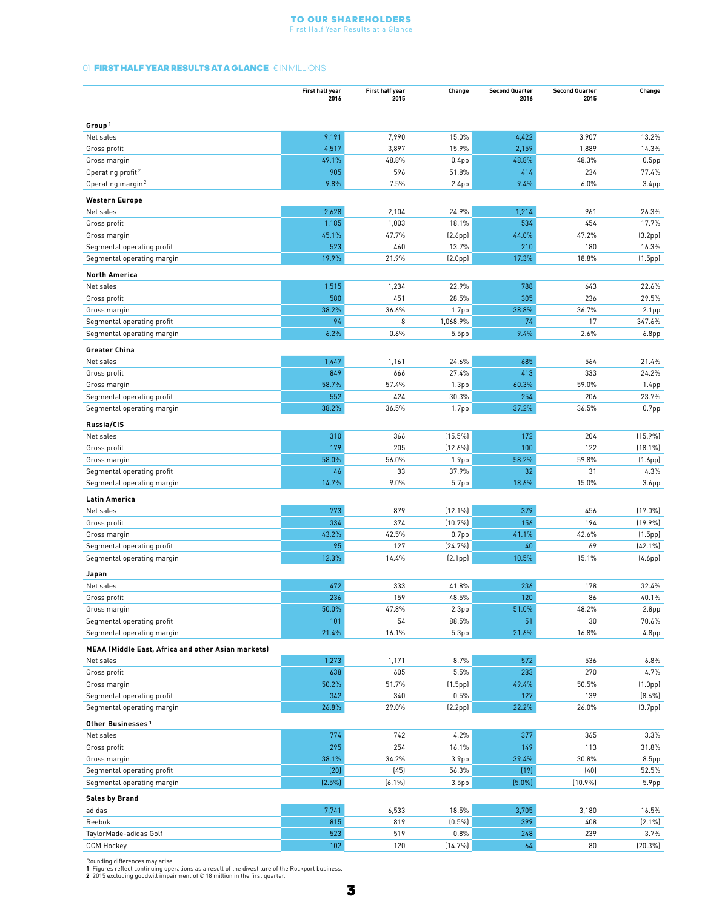## 01 FIRST HALF YEAR RESULTS AT A GLANCE € IN MILLIONS

| | First half year 2016 | First half year 2015 | Change | Second Quarter 2016 | Second Quarter 2015 | Change |
|---|---|---|---|---|---|---|
| **Group** [1] | | | | | | |
| Net sales | 9,191 | 7,990 | 15.0% | 4,422 | 3,907 | 13.2% |
| Gross profit | 4,517 | 3,897 | 15.9% | 2,159 | 1,889 | 14.3% |
| Gross margin | 49.1% | 48.8% | 0.4pp | 48.8% | 48.3% | 0.5pp |
| Operating profit [2] | 905 | 596 | 51.8% | 414 | 234 | 77.4% |
| Operating margin [2] | 9.8% | 7.5% | 2.4pp | 9.4% | 6.0% | 3.4pp |
| **Western Europe** | | | | | | |
| Net sales | 2,628 | 2,104 | 24.9% | 1,214 | 961 | 26.3% |
| Gross profit | 1,185 | 1,003 | 18.1% | 534 | 454 | 17.7% |
| Gross margin | 45.1% | 47.7% | (2.6pp) | 44.0% | 47.2% | (3.2pp) |
| Segmental operating profit | 523 | 460 | 13.7% | 210 | 180 | 16.3% |
| Segmental operating margin | 19.9% | 21.9% | (2.0pp) | 17.3% | 18.8% | (1.5pp) |
| **North America** | | | | | | |
| Net sales | 1,515 | 1,234 | 22.9% | 788 | 643 | 22.6% |
| Gross profit | 580 | 451 | 28.5% | 305 | 236 | 29.5% |
| Gross margin | 38.2% | 36.6% | 1.7pp | 38.8% | 36.7% | 2.1pp |
| Segmental operating profit | 94 | 8 | 1,068.9% | 74 | 17 | 347.6% |
| Segmental operating margin | 6.2% | 0.6% | 5.5pp | 9.4% | 2.6% | 6.8pp |
| **Greater China** | | | | | | |
| Net sales | 1,447 | 1,161 | 24.6% | 685 | 564 | 21.4% |
| Gross profit | 849 | 666 | 27.4% | 413 | 333 | 24.2% |
| Gross margin | 58.7% | 57.4% | 1.3pp | 60.3% | 59.0% | 1.4pp |
| Segmental operating profit | 552 | 424 | 30.3% | 254 | 206 | 23.7% |
| Segmental operating margin | 38.2% | 36.5% | 1.7pp | 37.2% | 36.5% | 0.7pp |
| **Russia/CIS** | | | | | | |
| Net sales | 310 | 366 | (15.5%) | 172 | 204 | (15.9%) |
| Gross profit | 179 | 205 | (12.6%) | 100 | 122 | (18.1%) |
| Gross margin | 58.0% | 56.0% | 1.9pp | 58.2% | 59.8% | (1.6pp) |
| Segmental operating profit | 46 | 33 | 37.9% | 32 | 31 | 4.3% |
| Segmental operating margin | 14.7% | 9.0% | 5.7pp | 18.6% | 15.0% | 3.6pp |
| **Latin America** | | | | | | |
| Net sales | 773 | 879 | (12.1%) | 379 | 456 | (17.0%) |
| Gross profit | 334 | 374 | (10.7%) | 156 | 194 | (19.9%) |
| Gross margin | 43.2% | 42.5% | 0.7pp | 41.1% | 42.6% | (1.5pp) |
| Segmental operating profit | 95 | 127 | (24.7%) | 40 | 69 | (42.1%) |
| Segmental operating margin | 12.3% | 14.4% | (2.1pp) | 10.5% | 15.1% | (4.6pp) |
| **Japan** | | | | | | |
| Net sales | 472 | 333 | 41.8% | 236 | 178 | 32.4% |
| Gross profit | 236 | 159 | 48.5% | 120 | 86 | 40.1% |
| Gross margin | 50.0% | 47.8% | 2.3pp | 51.0% | 48.2% | 2.8pp |
| Segmental operating profit | 101 | 54 | 88.5% | 51 | 30 | 70.6% |
| Segmental operating margin | 21.4% | 16.1% | 5.3pp | 21.6% | 16.8% | 4.8pp |
| **MEAA (Middle East, Africa and other Asian markets)** | | | | | | |
| Net sales | 1,273 | 1,171 | 8.7% | 572 | 536 | 6.8% |
| Gross profit | 638 | 605 | 5.5% | 283 | 270 | 4.7% |
| Gross margin | 50.2% | 51.7% | (1.5pp) | 49.4% | 50.5% | (1.0pp) |
| Segmental operating profit | 342 | 340 | 0.5% | 127 | 139 | (8.6%) |
| Segmental operating margin | 26.8% | 29.0% | (2.2pp) | 22.2% | 26.0% | (3.7pp) |
| **Other Businesses** [1] | | | | | | |
| Net sales | 774 | 742 | 4.2% | 377 | 365 | 3.3% |
| Gross profit | 295 | 254 | 16.1% | 149 | 113 | 31.8% |
| Gross margin | 38.1% | 34.2% | 3.9pp | 39.4% | 30.8% | 8.5pp |
| Segmental operating profit | (20) | (45) | 56.3% | (19) | (40) | 52.5% |
| Segmental operating margin | (2.5%) | (6.1%) | 3.5pp | (5.0%) | (10.9%) | 5.9pp |
| **Sales by Brand** | | | | | | |
| adidas | 7,741 | 6,533 | 18.5% | 3,705 | 3,180 | 16.5% |
| Reebok | 815 | 819 | (0.5%) | 399 | 408 | (2.1%) |
| TaylorMade-adidas Golf | 523 | 519 | 0.8% | 248 | 239 | 3.7% |
| CCM Hockey | 102 | 120 | (14.7%) | 64 | 80 | (20.3%) |

Rounding differences may arise.
**1** Figures reflect continuing operations as a result of the divestiture of the Rockport business.
**2** 2015 excluding goodwill impairment of € 18 million in the first quarter.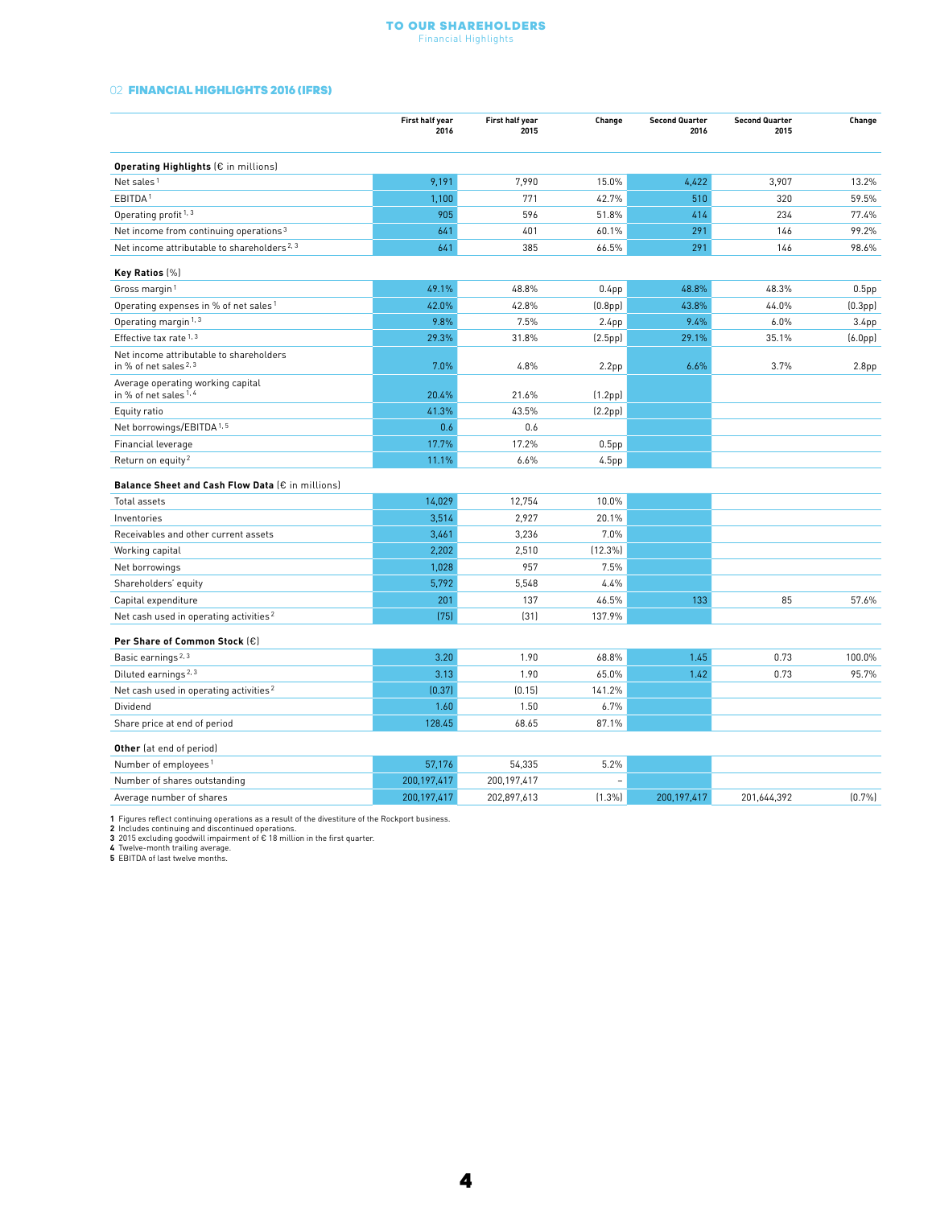## 02 FINANCIAL HIGHLIGHTS 2016 (IFRS)

| | First half year 2016 | First half year 2015 | Change | Second Quarter 2016 | Second Quarter 2015 | Change |
|---|---|---|---|---|---|---|
| **Operating Highlights** (€ in millions) | | | | | | |
| Net sales [1] | 9,191 | 7,990 | 15.0% | 4,422 | 3,907 | 13.2% |
| EBITDA [1] | 1,100 | 771 | 42.7% | 510 | 320 | 59.5% |
| Operating profit [1, 3] | 905 | 596 | 51.8% | 414 | 234 | 77.4% |
| Net income from continuing operations [3] | 641 | 401 | 60.1% | 291 | 146 | 99.2% |
| Net income attributable to shareholders [2, 3] | 641 | 385 | 66.5% | 291 | 146 | 98.6% |
| **Key Ratios** (%) | | | | | | |
| Gross margin [1] | 49.1% | 48.8% | 0.4pp | 48.8% | 48.3% | 0.5pp |
| Operating expenses in % of net sales [1] | 42.0% | 42.8% | (0.8pp) | 43.8% | 44.0% | (0.3pp) |
| Operating margin [1, 3] | 9.8% | 7.5% | 2.4pp | 9.4% | 6.0% | 3.4pp |
| Effective tax rate [1, 3] | 29.3% | 31.8% | (2.5pp) | 29.1% | 35.1% | (6.0pp) |
| Net income attributable to shareholders in % of net sales [2, 3] | 7.0% | 4.8% | 2.2pp | 6.6% | 3.7% | 2.8pp |
| Average operating working capital in % of net sales [1, 4] | 20.4% | 21.6% | (1.2pp) | | | |
| Equity ratio | 41.3% | 43.5% | (2.2pp) | | | |
| Net borrowings/EBITDA [1, 5] | 0.6 | 0.6 | | | | |
| Financial leverage | 17.7% | 17.2% | 0.5pp | | | |
| Return on equity [2] | 11.1% | 6.6% | 4.5pp | | | |
| **Balance Sheet and Cash Flow Data** (€ in millions) | | | | | | |
| Total assets | 14,029 | 12,754 | 10.0% | | | |
| Inventories | 3,514 | 2,927 | 20.1% | | | |
| Receivables and other current assets | 3,461 | 3,236 | 7.0% | | | |
| Working capital | 2,202 | 2,510 | (12.3%) | | | |
| Net borrowings | 1,028 | 957 | 7.5% | | | |
| Shareholders' equity | 5,792 | 5,548 | 4.4% | | | |
| Capital expenditure | 201 | 137 | 46.5% | 133 | 85 | 57.6% |
| Net cash used in operating activities [2] | (75) | (31) | 137.9% | | | |
| **Per Share of Common Stock** (€) | | | | | | |
| Basic earnings [2, 3] | 3.20 | 1.90 | 68.8% | 1.45 | 0.73 | 100.0% |
| Diluted earnings [2, 3] | 3.13 | 1.90 | 65.0% | 1.42 | 0.73 | 95.7% |
| Net cash used in operating activities [2] | (0.37) | (0.15) | 141.2% | | | |
| Dividend | 1.60 | 1.50 | 6.7% | | | |
| Share price at end of period | 128.45 | 68.65 | 87.1% | | | |
| **Other** (at end of period) | | | | | | |
| Number of employees [1] | 57,176 | 54,335 | 5.2% | | | |
| Number of shares outstanding | 200,197,417 | 200,197,417 | – | | | |
| Average number of shares | 200,197,417 | 202,897,613 | (1.3%) | 200,197,417 | 201,644,392 | (0.7%) |

**1** Figures reflect continuing operations as a result of the divestiture of the Rockport business.
**2** Includes continuing and discontinued operations.
**3** 2015 excluding goodwill impairment of € 18 million in the first quarter.
**4** Twelve-month trailing average.
**5** EBITDA of last twelve months.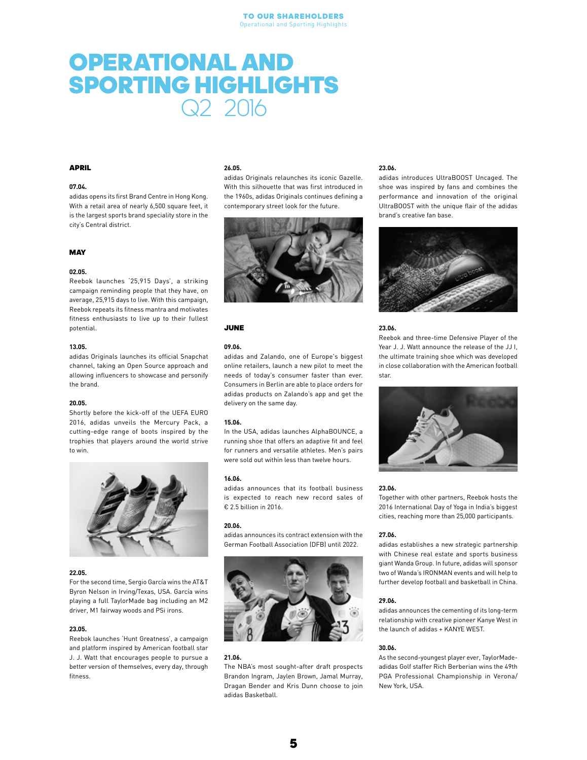# OPERATIONAL AND SPORTING HIGHLIGHTS Q2 2016

## APRIL

**07.04.**
adidas opens its first Brand Centre in Hong Kong. With a retail area of nearly 6,500 square feet, it is the largest sports brand speciality store in the city's Central district.

## MAY

**02.05.**
Reebok launches '25,915 Days', a striking campaign reminding people that they have, on average, 25,915 days to live. With this campaign, Reebok repeats its fitness mantra and motivates fitness enthusiasts to live up to their fullest potential.

**13.05.**
adidas Originals launches its official Snapchat channel, taking an Open Source approach and allowing influencers to showcase and personify the brand.

**20.05.**
Shortly before the kick-off of the UEFA EURO 2016, adidas unveils the Mercury Pack, a cutting-edge range of boots inspired by the trophies that players around the world strive to win.

**22.05.**
For the second time, Sergio García wins the AT&T Byron Nelson in Irving/Texas, USA. García wins playing a full TaylorMade bag including an M2 driver, M1 fairway woods and PSi irons.

**23.05.**
Reebok launches 'Hunt Greatness', a campaign and platform inspired by American football star J. J. Watt that encourages people to pursue a better version of themselves, every day, through fitness.

**26.05.**
adidas Originals relaunches its iconic Gazelle. With this silhouette that was first introduced in the 1960s, adidas Originals continues defining a contemporary street look for the future.

## JUNE

**09.06.**
adidas and Zalando, one of Europe's biggest online retailers, launch a new pilot to meet the needs of today's consumer faster than ever. Consumers in Berlin are able to place orders for adidas products on Zalando's app and get the delivery on the same day.

**15.06.**
In the USA, adidas launches AlphaBOUNCE, a running shoe that offers an adaptive fit and feel for runners and versatile athletes. Men's pairs were sold out within less than twelve hours.

**16.06.**
adidas announces that its football business is expected to reach new record sales of € 2.5 billion in 2016.

**20.06.**
adidas announces its contract extension with the German Football Association (DFB) until 2022.

**21.06.**
The NBA's most sought-after draft prospects Brandon Ingram, Jaylen Brown, Jamal Murray, Dragan Bender and Kris Dunn choose to join adidas Basketball.

**23.06.**
adidas introduces UltraBOOST Uncaged. The shoe was inspired by fans and combines the performance and innovation of the original UltraBOOST with the unique flair of the adidas brand's creative fan base.

**23.06.**
Reebok and three-time Defensive Player of the Year J. J. Watt announce the release of the JJ I, the ultimate training shoe which was developed in close collaboration with the American football star.

**23.06.**
Together with other partners, Reebok hosts the 2016 International Day of Yoga in India's biggest cities, reaching more than 25,000 participants.

**27.06.**
adidas establishes a new strategic partnership with Chinese real estate and sports business giant Wanda Group. In future, adidas will sponsor two of Wanda's IRONMAN events and will help to further develop football and basketball in China.

**29.06.**
adidas announces the cementing of its long-term relationship with creative pioneer Kanye West in the launch of adidas + KANYE WEST.

**30.06.**
As the second-youngest player ever, TaylorMade-adidas Golf staffer Rich Berberian wins the 49th PGA Professional Championship in Verona/New York, USA.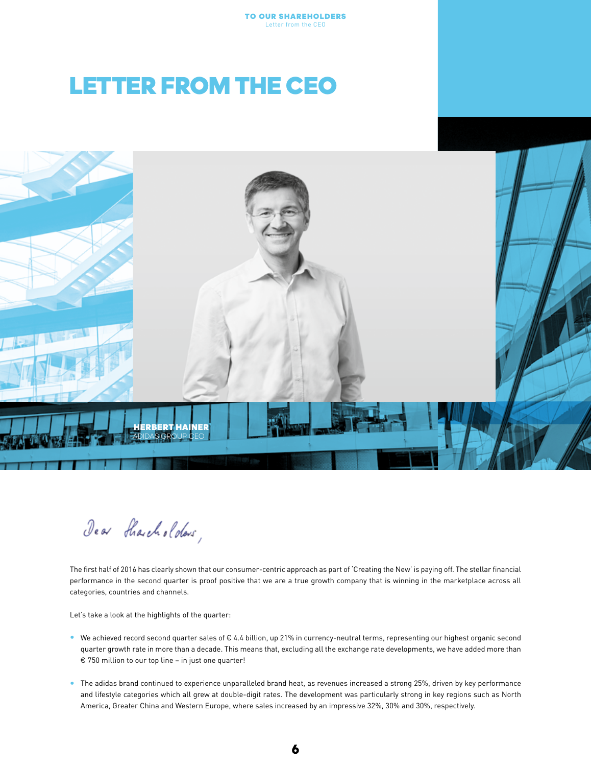# LETTER FROM THE CEO

**HERBERT HAINER**
ADIDAS GROUP CEO

Dear Shareholders,

The first half of 2016 has clearly shown that our consumer-centric approach as part of 'Creating the New' is paying off. The stellar financial performance in the second quarter is proof positive that we are a true growth company that is winning in the marketplace across all categories, countries and channels.

Let's take a look at the highlights of the quarter:

- We achieved record second quarter sales of € 4.4 billion, up 21% in currency-neutral terms, representing our highest organic second quarter growth rate in more than a decade. This means that, excluding all the exchange rate developments, we have added more than € 750 million to our top line – in just one quarter!

- The adidas brand continued to experience unparalleled brand heat, as revenues increased a strong 25%, driven by key performance and lifestyle categories which all grew at double-digit rates. The development was particularly strong in key regions such as North America, Greater China and Western Europe, where sales increased by an impressive 32%, 30% and 30%, respectively.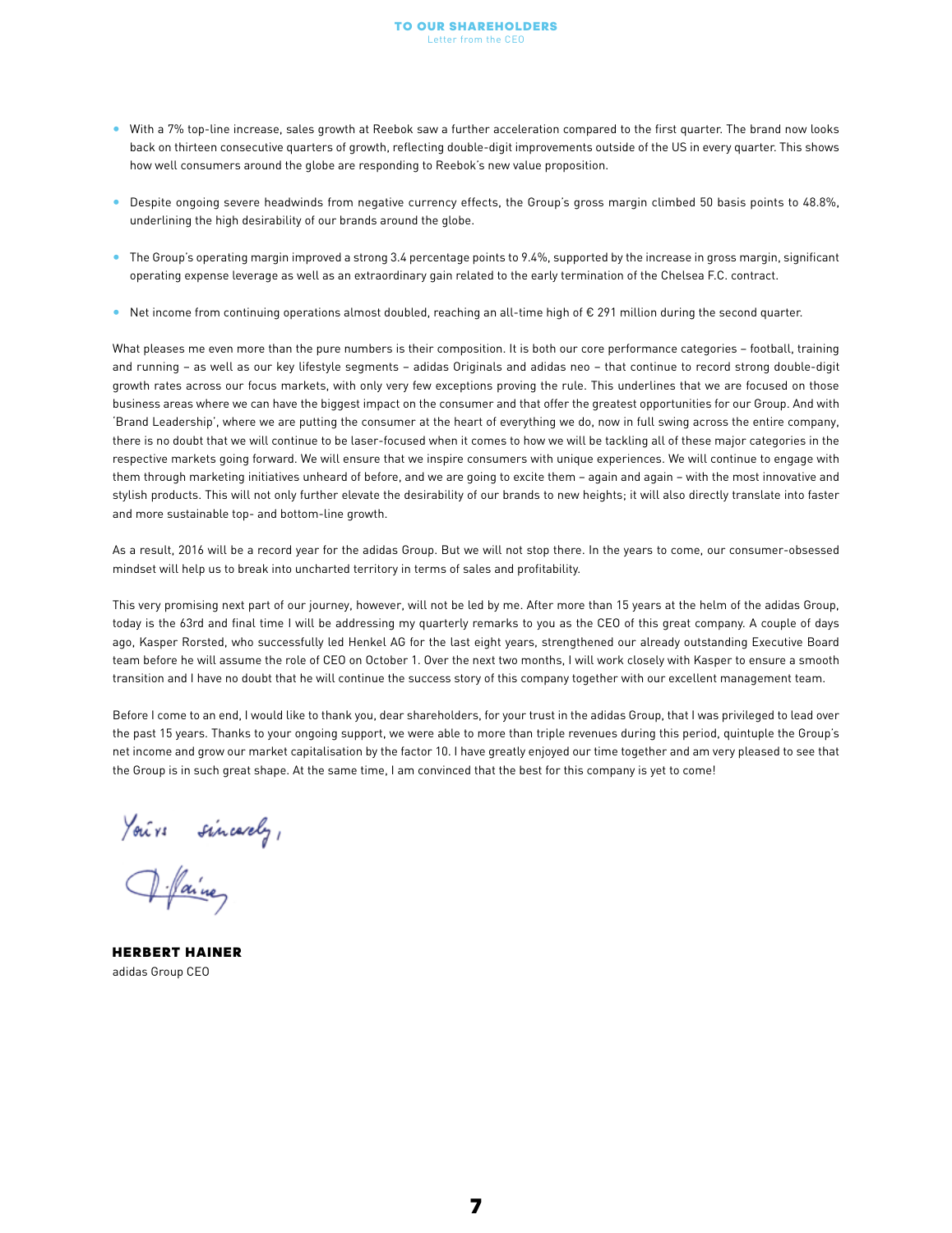- With a 7% top-line increase, sales growth at Reebok saw a further acceleration compared to the first quarter. The brand now looks back on thirteen consecutive quarters of growth, reflecting double-digit improvements outside of the US in every quarter. This shows how well consumers around the globe are responding to Reebok's new value proposition.

- Despite ongoing severe headwinds from negative currency effects, the Group's gross margin climbed 50 basis points to 48.8%, underlining the high desirability of our brands around the globe.

- The Group's operating margin improved a strong 3.4 percentage points to 9.4%, supported by the increase in gross margin, significant operating expense leverage as well as an extraordinary gain related to the early termination of the Chelsea F.C. contract.

- Net income from continuing operations almost doubled, reaching an all-time high of € 291 million during the second quarter.

What pleases me even more than the pure numbers is their composition. It is both our core performance categories – football, training and running – as well as our key lifestyle segments – adidas Originals and adidas neo – that continue to record strong double-digit growth rates across our focus markets, with only very few exceptions proving the rule. This underlines that we are focused on those business areas where we can have the biggest impact on the consumer and that offer the greatest opportunities for our Group. And with 'Brand Leadership', where we are putting the consumer at the heart of everything we do, now in full swing across the entire company, there is no doubt that we will continue to be laser-focused when it comes to how we will be tackling all of these major categories in the respective markets going forward. We will ensure that we inspire consumers with unique experiences. We will continue to engage with them through marketing initiatives unheard of before, and we are going to excite them – again and again – with the most innovative and stylish products. This will not only further elevate the desirability of our brands to new heights; it will also directly translate into faster and more sustainable top- and bottom-line growth.

As a result, 2016 will be a record year for the adidas Group. But we will not stop there. In the years to come, our consumer-obsessed mindset will help us to break into uncharted territory in terms of sales and profitability.

This very promising next part of our journey, however, will not be led by me. After more than 15 years at the helm of the adidas Group, today is the 63rd and final time I will be addressing my quarterly remarks to you as the CEO of this great company. A couple of days ago, Kasper Rorsted, who successfully led Henkel AG for the last eight years, strengthened our already outstanding Executive Board team before he will assume the role of CEO on October 1. Over the next two months, I will work closely with Kasper to ensure a smooth transition and I have no doubt that he will continue the success story of this company together with our excellent management team.

Before I come to an end, I would like to thank you, dear shareholders, for your trust in the adidas Group, that I was privileged to lead over the past 15 years. Thanks to your ongoing support, we were able to more than triple revenues during this period, quintuple the Group's net income and grow our market capitalisation by the factor 10. I have greatly enjoyed our time together and am very pleased to see that the Group is in such great shape. At the same time, I am convinced that the best for this company is yet to come!

Yours sincerely,

**HERBERT HAINER**
adidas Group CEO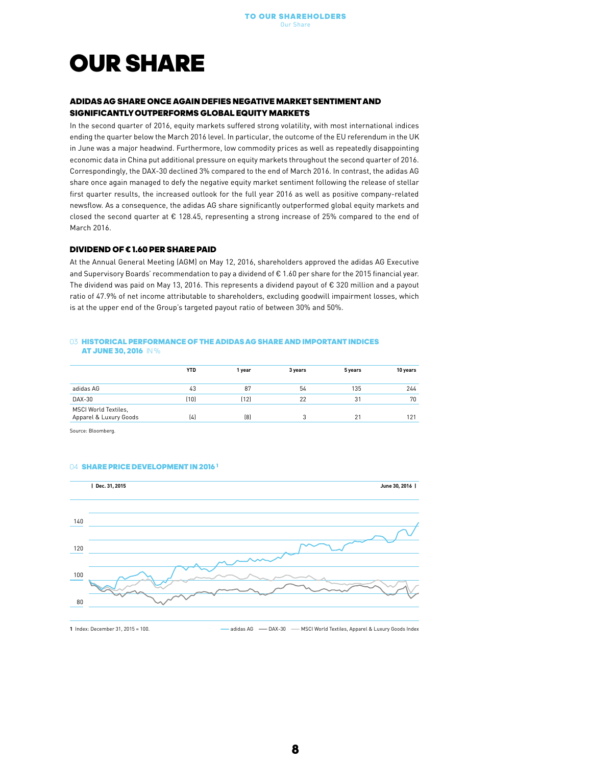# OUR SHARE

## ADIDAS AG SHARE ONCE AGAIN DEFIES NEGATIVE MARKET SENTIMENT AND SIGNIFICANTLY OUTPERFORMS GLOBAL EQUITY MARKETS

In the second quarter of 2016, equity markets suffered strong volatility, with most international indices ending the quarter below the March 2016 level. In particular, the outcome of the EU referendum in the UK in June was a major headwind. Furthermore, low commodity prices as well as repeatedly disappointing economic data in China put additional pressure on equity markets throughout the second quarter of 2016. Correspondingly, the DAX-30 declined 3% compared to the end of March 2016. In contrast, the adidas AG share once again managed to defy the negative equity market sentiment following the release of stellar first quarter results, the increased outlook for the full year 2016 as well as positive company-related newsflow. As a consequence, the adidas AG share significantly outperformed global equity markets and closed the second quarter at € 128.45, representing a strong increase of 25% compared to the end of March 2016.

## DIVIDEND OF € 1.60 PER SHARE PAID

At the Annual General Meeting (AGM) on May 12, 2016, shareholders approved the adidas AG Executive and Supervisory Boards' recommendation to pay a dividend of € 1.60 per share for the 2015 financial year. The dividend was paid on May 13, 2016. This represents a dividend payout of € 320 million and a payout ratio of 47.9% of net income attributable to shareholders, excluding goodwill impairment losses, which is at the upper end of the Group's targeted payout ratio of between 30% and 50%.

03 **HISTORICAL PERFORMANCE OF THE ADIDAS AG SHARE AND IMPORTANT INDICES AT JUNE 30, 2016** IN %

| | YTD | 1 year | 3 years | 5 years | 10 years |
|---|---|---|---|---|---|
| adidas AG | 43 | 87 | 54 | 135 | 244 |
| DAX-30 | (10) | (12) | 22 | 31 | 70 |
| MSCI World Textiles, Apparel & Luxury Goods | (4) | (8) | 3 | 21 | 121 |

Source: Bloomberg.

04 **SHARE PRICE DEVELOPMENT IN 2016** [1]

Dec. 31, 2015 — June 30, 2016

Legend: adidas AG — DAX-30 — MSCI World Textiles, Apparel & Luxury Goods Index

1 Index: December 31, 2015 = 100.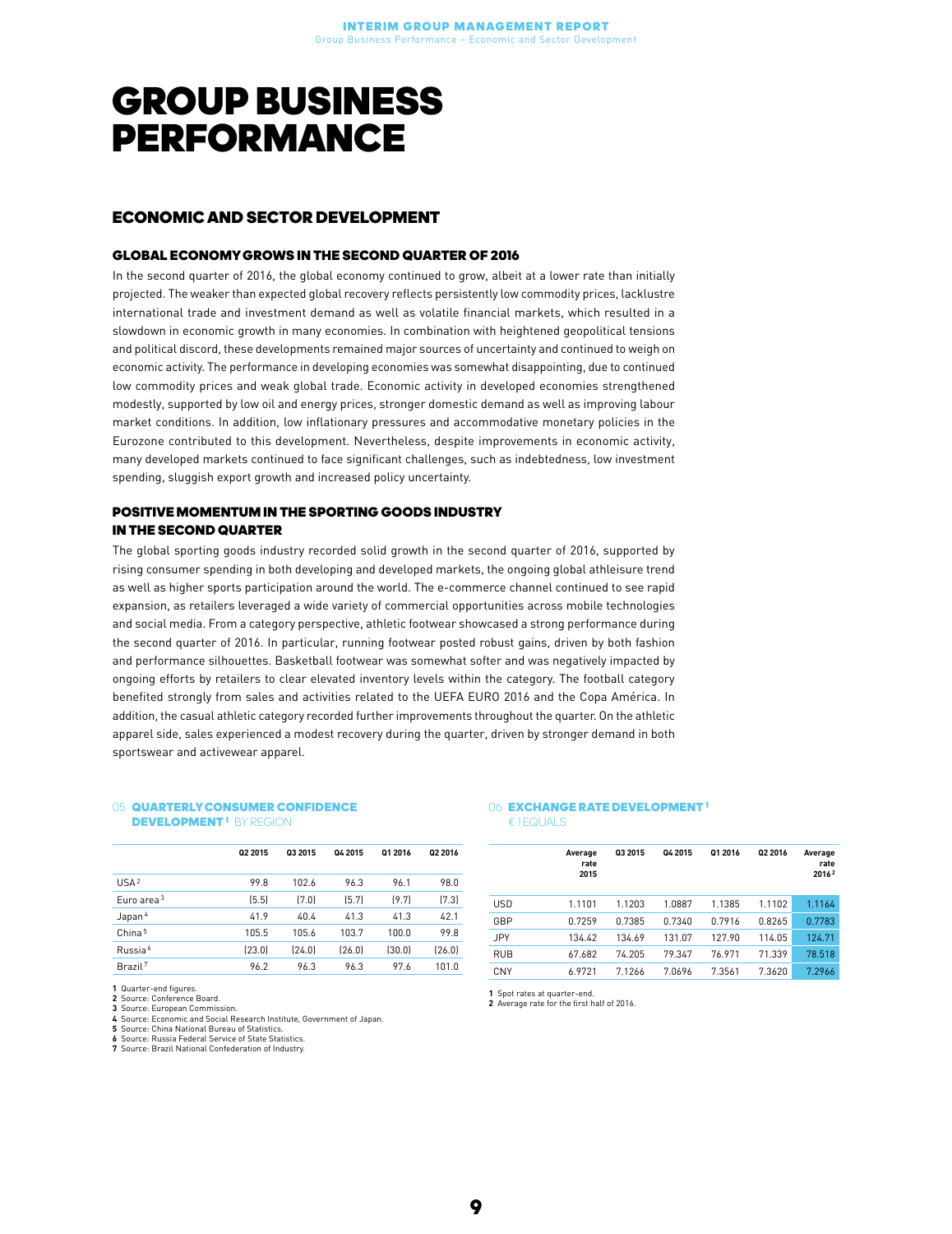# GROUP BUSINESS PERFORMANCE

## ECONOMIC AND SECTOR DEVELOPMENT

### GLOBAL ECONOMY GROWS IN THE SECOND QUARTER OF 2016

In the second quarter of 2016, the global economy continued to grow, albeit at a lower rate than initially projected. The weaker than expected global recovery reflects persistently low commodity prices, lacklustre international trade and investment demand as well as volatile financial markets, which resulted in a slowdown in economic growth in many economies. In combination with heightened geopolitical tensions and political discord, these developments remained major sources of uncertainty and continued to weigh on economic activity. The performance in developing economies was somewhat disappointing, due to continued low commodity prices and weak global trade. Economic activity in developed economies strengthened modestly, supported by low oil and energy prices, stronger domestic demand as well as improving labour market conditions. In addition, low inflationary pressures and accommodative monetary policies in the Eurozone contributed to this development. Nevertheless, despite improvements in economic activity, many developed markets continued to face significant challenges, such as indebtedness, low investment spending, sluggish export growth and increased policy uncertainty.

### POSITIVE MOMENTUM IN THE SPORTING GOODS INDUSTRY IN THE SECOND QUARTER

The global sporting goods industry recorded solid growth in the second quarter of 2016, supported by rising consumer spending in both developing and developed markets, the ongoing global athleisure trend as well as higher sports participation around the world. The e-commerce channel continued to see rapid expansion, as retailers leveraged a wide variety of commercial opportunities across mobile technologies and social media. From a category perspective, athletic footwear showcased a strong performance during the second quarter of 2016. In particular, running footwear posted robust gains, driven by both fashion and performance silhouettes. Basketball footwear was somewhat softer and was negatively impacted by ongoing efforts by retailers to clear elevated inventory levels within the category. The football category benefited strongly from sales and activities related to the UEFA EURO 2016 and the Copa América. In addition, the casual athletic category recorded further improvements throughout the quarter. On the athletic apparel side, sales experienced a modest recovery during the quarter, driven by stronger demand in both sportswear and activewear apparel.

05 **QUARTERLY CONSUMER CONFIDENCE DEVELOPMENT[1]** BY REGION

| | Q2 2015 | Q3 2015 | Q4 2015 | Q1 2016 | Q2 2016 |
|---|---|---|---|---|---|
| USA[2] | 99.8 | 102.6 | 96.3 | 96.1 | 98.0 |
| Euro area[3] | (5.5) | (7.0) | (5.7) | (9.7) | (7.3) |
| Japan[4] | 41.9 | 40.4 | 41.3 | 41.3 | 42.1 |
| China[5] | 105.5 | 105.6 | 103.7 | 100.0 | 99.8 |
| Russia[6] | (23.0) | (24.0) | (26.0) | (30.0) | (26.0) |
| Brazil[7] | 96.2 | 96.3 | 96.3 | 97.6 | 101.0 |

1 Quarter-end figures.
2 Source: Conference Board.
3 Source: European Commission.
4 Source: Economic and Social Research Institute, Government of Japan.
5 Source: China National Bureau of Statistics.
6 Source: Russia Federal Service of State Statistics.
7 Source: Brazil National Confederation of Industry.

06 **EXCHANGE RATE DEVELOPMENT[1]** € 1 EQUALS

| | Average rate 2015 | Q3 2015 | Q4 2015 | Q1 2016 | Q2 2016 | Average rate 2016[2] |
|---|---|---|---|---|---|---|
| USD | 1.1101 | 1.1203 | 1.0887 | 1.1385 | 1.1102 | 1.1164 |
| GBP | 0.7259 | 0.7385 | 0.7340 | 0.7916 | 0.8265 | 0.7783 |
| JPY | 134.42 | 134.69 | 131.07 | 127.90 | 114.05 | 124.71 |
| RUB | 67.682 | 74.205 | 79.347 | 76.971 | 71.339 | 78.518 |
| CNY | 6.9721 | 7.1266 | 7.0696 | 7.3561 | 7.3620 | 7.2966 |

1 Spot rates at quarter-end.
2 Average rate for the first half of 2016.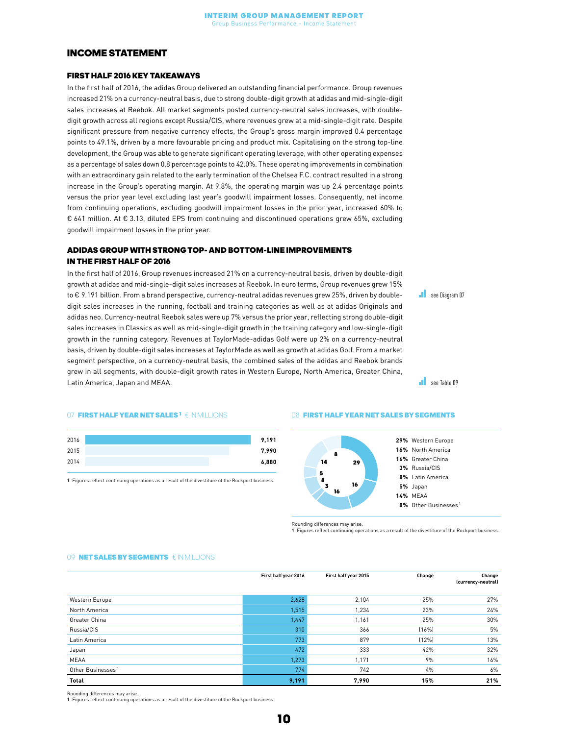## INCOME STATEMENT

### FIRST HALF 2016 KEY TAKEAWAYS

In the first half of 2016, the adidas Group delivered an outstanding financial performance. Group revenues increased 21% on a currency-neutral basis, due to strong double-digit growth at adidas and mid-single-digit sales increases at Reebok. All market segments posted currency-neutral sales increases, with double-digit growth across all regions except Russia/CIS, where revenues grew at a mid-single-digit rate. Despite significant pressure from negative currency effects, the Group's gross margin improved 0.4 percentage points to 49.1%, driven by a more favourable pricing and product mix. Capitalising on the strong top-line development, the Group was able to generate significant operating leverage, with other operating expenses as a percentage of sales down 0.8 percentage points to 42.0%. These operating improvements in combination with an extraordinary gain related to the early termination of the Chelsea F.C. contract resulted in a strong increase in the Group's operating margin. At 9.8%, the operating margin was up 2.4 percentage points versus the prior year level excluding last year's goodwill impairment losses. Consequently, net income from continuing operations, excluding goodwill impairment losses in the prior year, increased 60% to € 641 million. At € 3.13, diluted EPS from continuing and discontinued operations grew 65%, excluding goodwill impairment losses in the prior year.

### ADIDAS GROUP WITH STRONG TOP- AND BOTTOM-LINE IMPROVEMENTS IN THE FIRST HALF OF 2016

In the first half of 2016, Group revenues increased 21% on a currency-neutral basis, driven by double-digit growth at adidas and mid-single-digit sales increases at Reebok. In euro terms, Group revenues grew 15% to € 9.191 billion. From a brand perspective, currency-neutral adidas revenues grew 25%, driven by double-digit sales increases in the running, football and training categories as well as at adidas Originals and adidas neo. Currency-neutral Reebok sales were up 7% versus the prior year, reflecting strong double-digit sales increases in Classics as well as mid-single-digit growth in the training category and low-single-digit growth in the running category. Revenues at TaylorMade-adidas Golf were up 2% on a currency-neutral basis, driven by double-digit sales increases at TaylorMade as well as growth at adidas Golf. From a market segment perspective, on a currency-neutral basis, the combined sales of the adidas and Reebok brands grew in all segments, with double-digit growth rates in Western Europe, North America, Greater China, Latin America, Japan and MEAA.

see Diagram 07

see Table 09

**07 FIRST HALF YEAR NET SALES[1] € IN MILLIONS**

| Year | Net sales |
|---|---|
| 2016 | 9,191 |
| 2015 | 7,990 |
| 2014 | 6,880 |

1 Figures reflect continuing operations as a result of the divestiture of the Rockport business.

**08 FIRST HALF YEAR NET SALES BY SEGMENTS**

| Segment | Share |
|---|---|
| Western Europe | 29% |
| North America | 16% |
| Greater China | 16% |
| Russia/CIS | 3% |
| Latin America | 8% |
| Japan | 5% |
| MEAA | 14% |
| Other Businesses[1] | 8% |

Rounding differences may arise.
1 Figures reflect continuing operations as a result of the divestiture of the Rockport business.

**09 NET SALES BY SEGMENTS € IN MILLIONS**

| | First half year 2016 | First half year 2015 | Change | Change (currency-neutral) |
|---|---|---|---|---|
| Western Europe | 2,628 | 2,104 | 25% | 27% |
| North America | 1,515 | 1,234 | 23% | 24% |
| Greater China | 1,447 | 1,161 | 25% | 30% |
| Russia/CIS | 310 | 366 | (16%) | 5% |
| Latin America | 773 | 879 | (12%) | 13% |
| Japan | 472 | 333 | 42% | 32% |
| MEAA | 1,273 | 1,171 | 9% | 16% |
| Other Businesses[1] | 774 | 742 | 4% | 6% |
| **Total** | **9,191** | **7,990** | **15%** | **21%** |

Rounding differences may arise.
1 Figures reflect continuing operations as a result of the divestiture of the Rockport business.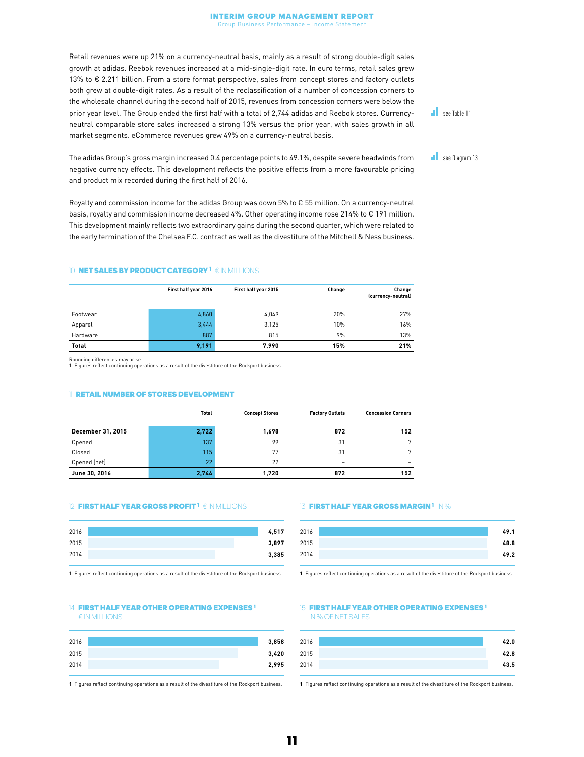Retail revenues were up 21% on a currency-neutral basis, mainly as a result of strong double-digit sales growth at adidas. Reebok revenues increased at a mid-single-digit rate. In euro terms, retail sales grew 13% to € 2.211 billion. From a store format perspective, sales from concept stores and factory outlets both grew at double-digit rates. As a result of the reclassification of a number of concession corners to the wholesale channel during the second half of 2015, revenues from concession corners were below the prior year level. The Group ended the first half with a total of 2,744 adidas and Reebok stores. Currency-neutral comparable store sales increased a strong 13% versus the prior year, with sales growth in all market segments. eCommerce revenues grew 49% on a currency-neutral basis.

see Table 11

The adidas Group's gross margin increased 0.4 percentage points to 49.1%, despite severe headwinds from negative currency effects. This development reflects the positive effects from a more favourable pricing and product mix recorded during the first half of 2016.

see Diagram 13

Royalty and commission income for the adidas Group was down 5% to € 55 million. On a currency-neutral basis, royalty and commission income decreased 4%. Other operating income rose 214% to € 191 million. This development mainly reflects two extraordinary gains during the second quarter, which were related to the early termination of the Chelsea F.C. contract as well as the divestiture of the Mitchell & Ness business.

### 10 NET SALES BY PRODUCT CATEGORY [1] € IN MILLIONS

| | First half year 2016 | First half year 2015 | Change | Change (currency-neutral) |
|---|---|---|---|---|
| Footwear | 4,860 | 4,049 | 20% | 27% |
| Apparel | 3,444 | 3,125 | 10% | 16% |
| Hardware | 887 | 815 | 9% | 13% |
| **Total** | **9,191** | **7,990** | **15%** | **21%** |

Rounding differences may arise.
1 Figures reflect continuing operations as a result of the divestiture of the Rockport business.

### 11 RETAIL NUMBER OF STORES DEVELOPMENT

| | Total | Concept Stores | Factory Outlets | Concession Corners |
|---|---|---|---|---|
| **December 31, 2015** | **2,722** | **1,698** | **872** | **152** |
| Opened | 137 | 99 | 31 | 7 |
| Closed | 115 | 77 | 31 | 7 |
| Opened (net) | 22 | 22 | – | – |
| **June 30, 2016** | **2,744** | **1,720** | **872** | **152** |

### 12 FIRST HALF YEAR GROSS PROFIT [1] € IN MILLIONS

| Year | Value |
|---|---|
| 2016 | 4,517 |
| 2015 | 3,897 |
| 2014 | 3,385 |

1 Figures reflect continuing operations as a result of the divestiture of the Rockport business.

### 13 FIRST HALF YEAR GROSS MARGIN [1] IN %

| Year | Value |
|---|---|
| 2016 | 49.1 |
| 2015 | 48.8 |
| 2014 | 49.2 |

1 Figures reflect continuing operations as a result of the divestiture of the Rockport business.

### 14 FIRST HALF YEAR OTHER OPERATING EXPENSES [1] € IN MILLIONS

| Year | Value |
|---|---|
| 2016 | 3,858 |
| 2015 | 3,420 |
| 2014 | 2,995 |

1 Figures reflect continuing operations as a result of the divestiture of the Rockport business.

### 15 FIRST HALF YEAR OTHER OPERATING EXPENSES [1] IN % OF NET SALES

| Year | Value |
|---|---|
| 2016 | 42.0 |
| 2015 | 42.8 |
| 2014 | 43.5 |

1 Figures reflect continuing operations as a result of the divestiture of the Rockport business.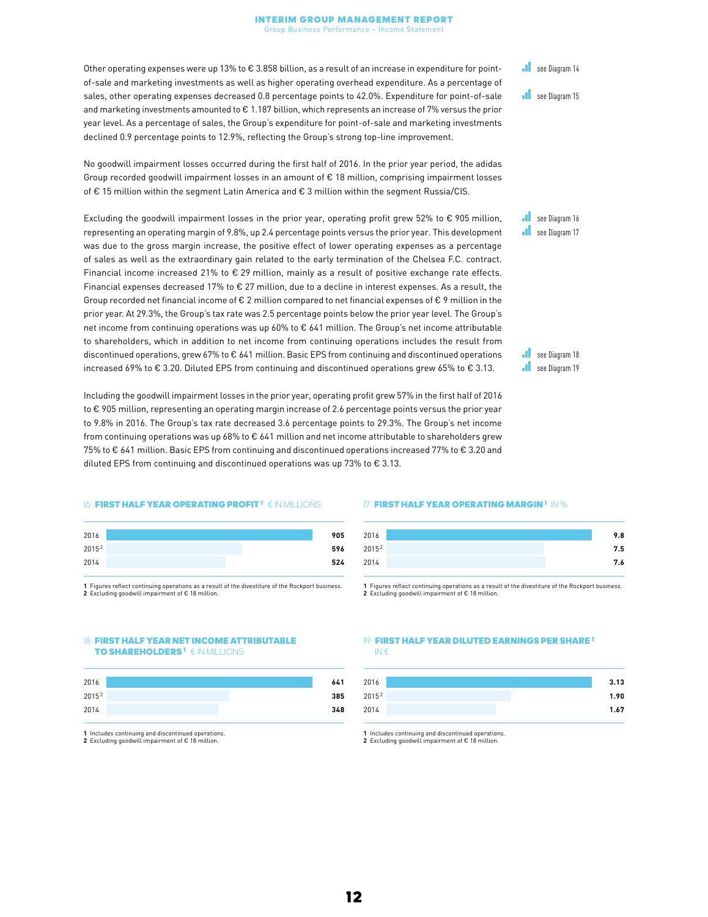Other operating expenses were up 13% to € 3.858 billion, as a result of an increase in expenditure for point-of-sale and marketing investments as well as higher operating overhead expenditure. As a percentage of sales, other operating expenses decreased 0.8 percentage points to 42.0%. Expenditure for point-of-sale and marketing investments amounted to € 1.187 billion, which represents an increase of 7% versus the prior year level. As a percentage of sales, the Group's expenditure for point-of-sale and marketing investments declined 0.9 percentage points to 12.9%, reflecting the Group's strong top-line improvement.

see Diagram 14

see Diagram 15

No goodwill impairment losses occurred during the first half of 2016. In the prior year period, the adidas Group recorded goodwill impairment losses in an amount of € 18 million, comprising impairment losses of € 15 million within the segment Latin America and € 3 million within the segment Russia/CIS.

Excluding the goodwill impairment losses in the prior year, operating profit grew 52% to € 905 million, representing an operating margin of 9.8%, up 2.4 percentage points versus the prior year. This development was due to the gross margin increase, the positive effect of lower operating expenses as a percentage of sales as well as the extraordinary gain related to the early termination of the Chelsea F.C. contract. Financial income increased 21% to € 29 million, mainly as a result of positive exchange rate effects. Financial expenses decreased 17% to € 27 million, due to a decline in interest expenses. As a result, the Group recorded net financial income of € 2 million compared to net financial expenses of € 9 million in the prior year. At 29.3%, the Group's tax rate was 2.5 percentage points below the prior year level. The Group's net income from continuing operations was up 60% to € 641 million. The Group's net income attributable to shareholders, which in addition to net income from continuing operations includes the result from discontinued operations, grew 67% to € 641 million. Basic EPS from continuing and discontinued operations increased 69% to € 3.20. Diluted EPS from continuing and discontinued operations grew 65% to € 3.13.

see Diagram 16

see Diagram 17

see Diagram 18

see Diagram 19

Including the goodwill impairment losses in the prior year, operating profit grew 57% in the first half of 2016 to € 905 million, representing an operating margin increase of 2.6 percentage points versus the prior year to 9.8% in 2016. The Group's tax rate decreased 3.6 percentage points to 29.3%. The Group's net income from continuing operations was up 68% to € 641 million and net income attributable to shareholders grew 75% to € 641 million. Basic EPS from continuing and discontinued operations increased 77% to € 3.20 and diluted EPS from continuing and discontinued operations was up 73% to € 3.13.

16 **FIRST HALF YEAR OPERATING PROFIT** [1] € IN MILLIONS

| Year | € in millions |
|---|---|
| 2016 | **905** |
| 2015 [2] | **596** |
| 2014 | **524** |

1 Figures reflect continuing operations as a result of the divestiture of the Rockport business.
2 Excluding goodwill impairment of € 18 million.

17 **FIRST HALF YEAR OPERATING MARGIN** [1] IN %

| Year | In % |
|---|---|
| 2016 | **9.8** |
| 2015 [2] | **7.5** |
| 2014 | **7.6** |

1 Figures reflect continuing operations as a result of the divestiture of the Rockport business.
2 Excluding goodwill impairment of € 18 million.

18 **FIRST HALF YEAR NET INCOME ATTRIBUTABLE TO SHAREHOLDERS** [1] € IN MILLIONS

| Year | € in millions |
|---|---|
| 2016 | **641** |
| 2015 [2] | **385** |
| 2014 | **348** |

1 Includes continuing and discontinued operations.
2 Excluding goodwill impairment of € 18 million.

19 **FIRST HALF YEAR DILUTED EARNINGS PER SHARE** [1] IN €

| Year | In € |
|---|---|
| 2016 | **3.13** |
| 2015 [2] | **1.90** |
| 2014 | **1.67** |

1 Includes continuing and discontinued operations.
2 Excluding goodwill impairment of € 18 million.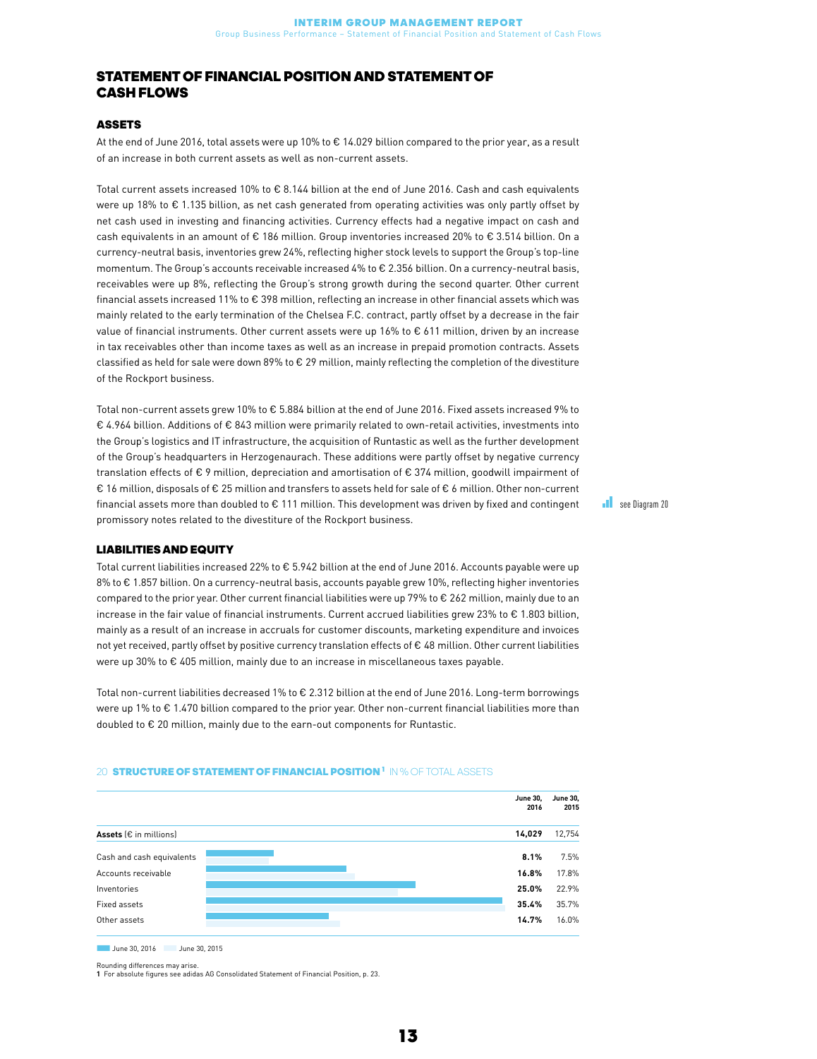# STATEMENT OF FINANCIAL POSITION AND STATEMENT OF CASH FLOWS

## ASSETS

At the end of June 2016, total assets were up 10% to € 14.029 billion compared to the prior year, as a result of an increase in both current assets as well as non-current assets.

Total current assets increased 10% to € 8.144 billion at the end of June 2016. Cash and cash equivalents were up 18% to € 1.135 billion, as net cash generated from operating activities was only partly offset by net cash used in investing and financing activities. Currency effects had a negative impact on cash and cash equivalents in an amount of € 186 million. Group inventories increased 20% to € 3.514 billion. On a currency-neutral basis, inventories grew 24%, reflecting higher stock levels to support the Group's top-line momentum. The Group's accounts receivable increased 4% to € 2.356 billion. On a currency-neutral basis, receivables were up 8%, reflecting the Group's strong growth during the second quarter. Other current financial assets increased 11% to € 398 million, reflecting an increase in other financial assets which was mainly related to the early termination of the Chelsea F.C. contract, partly offset by a decrease in the fair value of financial instruments. Other current assets were up 16% to € 611 million, driven by an increase in tax receivables other than income taxes as well as an increase in prepaid promotion contracts. Assets classified as held for sale were down 89% to € 29 million, mainly reflecting the completion of the divestiture of the Rockport business.

Total non-current assets grew 10% to € 5.884 billion at the end of June 2016. Fixed assets increased 9% to € 4.964 billion. Additions of € 843 million were primarily related to own-retail activities, investments into the Group's logistics and IT infrastructure, the acquisition of Runtastic as well as the further development of the Group's headquarters in Herzogenaurach. These additions were partly offset by negative currency translation effects of € 9 million, depreciation and amortisation of € 374 million, goodwill impairment of € 16 million, disposals of € 25 million and transfers to assets held for sale of € 6 million. Other non-current financial assets more than doubled to € 111 million. This development was driven by fixed and contingent promissory notes related to the divestiture of the Rockport business.

see Diagram 20

## LIABILITIES AND EQUITY

Total current liabilities increased 22% to € 5.942 billion at the end of June 2016. Accounts payable were up 8% to € 1.857 billion. On a currency-neutral basis, accounts payable grew 10%, reflecting higher inventories compared to the prior year. Other current financial liabilities were up 79% to € 262 million, mainly due to an increase in the fair value of financial instruments. Current accrued liabilities grew 23% to € 1.803 billion, mainly as a result of an increase in accruals for customer discounts, marketing expenditure and invoices not yet received, partly offset by positive currency translation effects of € 48 million. Other current liabilities were up 30% to € 405 million, mainly due to an increase in miscellaneous taxes payable.

Total non-current liabilities decreased 1% to € 2.312 billion at the end of June 2016. Long-term borrowings were up 1% to € 1.470 billion compared to the prior year. Other non-current financial liabilities more than doubled to € 20 million, mainly due to the earn-out components for Runtastic.

20 **STRUCTURE OF STATEMENT OF FINANCIAL POSITION**[1] IN % OF TOTAL ASSETS

| | June 30, 2016 | June 30, 2015 |
|---|---|---|
| **Assets** (€ in millions) | **14,029** | 12,754 |
| Cash and cash equivalents | **8.1%** | 7.5% |
| Accounts receivable | **16.8%** | 17.8% |
| Inventories | **25.0%** | 22.9% |
| Fixed assets | **35.4%** | 35.7% |
| Other assets | **14.7%** | 16.0% |

June 30, 2016 | June 30, 2015

Rounding differences may arise.

**1** For absolute figures see adidas AG Consolidated Statement of Financial Position, p. 23.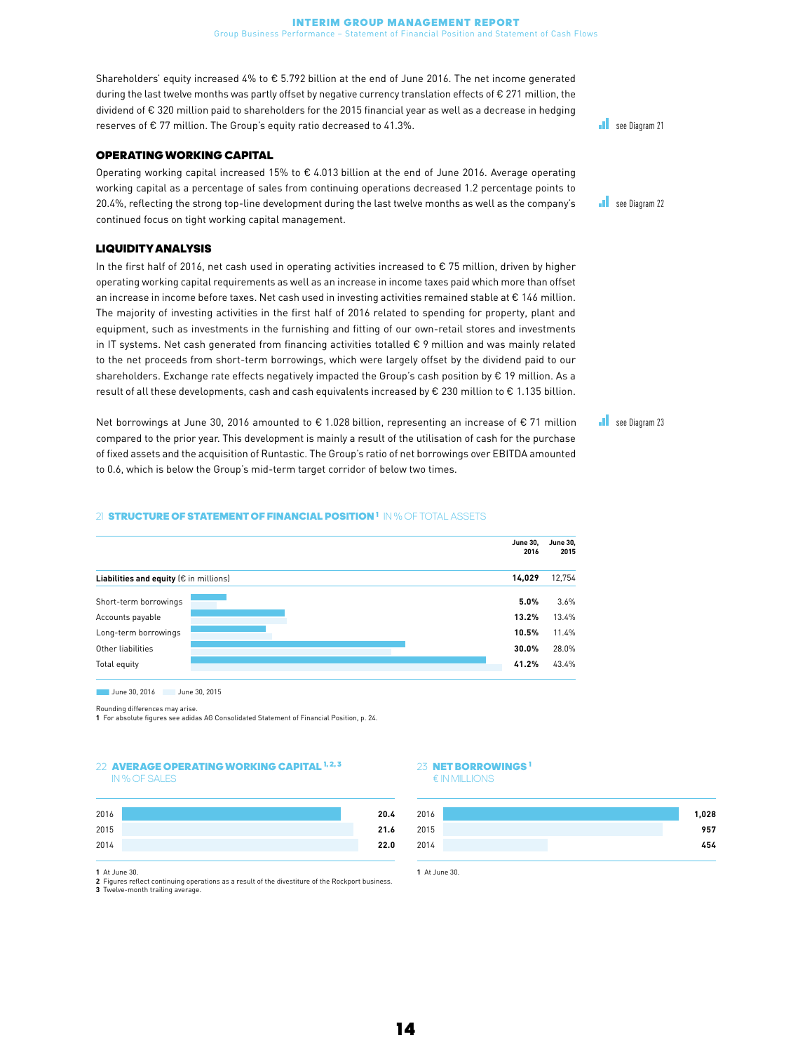Shareholders' equity increased 4% to € 5.792 billion at the end of June 2016. The net income generated during the last twelve months was partly offset by negative currency translation effects of € 271 million, the dividend of € 320 million paid to shareholders for the 2015 financial year as well as a decrease in hedging reserves of € 77 million. The Group's equity ratio decreased to 41.3%.

see Diagram 21

## OPERATING WORKING CAPITAL

Operating working capital increased 15% to € 4.013 billion at the end of June 2016. Average operating working capital as a percentage of sales from continuing operations decreased 1.2 percentage points to 20.4%, reflecting the strong top-line development during the last twelve months as well as the company's continued focus on tight working capital management.

see Diagram 22

## LIQUIDITY ANALYSIS

In the first half of 2016, net cash used in operating activities increased to € 75 million, driven by higher operating working capital requirements as well as an increase in income taxes paid which more than offset an increase in income before taxes. Net cash used in investing activities remained stable at € 146 million. The majority of investing activities in the first half of 2016 related to spending for property, plant and equipment, such as investments in the furnishing and fitting of our own-retail stores and investments in IT systems. Net cash generated from financing activities totalled € 9 million and was mainly related to the net proceeds from short-term borrowings, which were largely offset by the dividend paid to our shareholders. Exchange rate effects negatively impacted the Group's cash position by € 19 million. As a result of all these developments, cash and cash equivalents increased by € 230 million to € 1.135 billion.

Net borrowings at June 30, 2016 amounted to € 1.028 billion, representing an increase of € 71 million compared to the prior year. This development is mainly a result of the utilisation of cash for the purchase of fixed assets and the acquisition of Runtastic. The Group's ratio of net borrowings over EBITDA amounted to 0.6, which is below the Group's mid-term target corridor of below two times.

see Diagram 23

### 21 STRUCTURE OF STATEMENT OF FINANCIAL POSITION[1] IN % OF TOTAL ASSETS

| | June 30, 2016 | June 30, 2015 |
|---|---|---|
| **Liabilities and equity** (€ in millions) | **14,029** | 12,754 |
| Short-term borrowings | **5.0%** | 3.6% |
| Accounts payable | **13.2%** | 13.4% |
| Long-term borrowings | **10.5%** | 11.4% |
| Other liabilities | **30.0%** | 28.0% |
| Total equity | **41.2%** | 43.4% |

Rounding differences may arise.

1 For absolute figures see adidas AG Consolidated Statement of Financial Position, p. 24.

### 22 AVERAGE OPERATING WORKING CAPITAL[1, 2, 3] IN % OF SALES

| | |
|---|---|
| 2016 | **20.4** |
| 2015 | **21.6** |
| 2014 | **22.0** |

1 At June 30.
2 Figures reflect continuing operations as a result of the divestiture of the Rockport business.
3 Twelve-month trailing average.

### 23 NET BORROWINGS[1] € IN MILLIONS

| | |
|---|---|
| 2016 | **1,028** |
| 2015 | **957** |
| 2014 | **454** |

1 At June 30.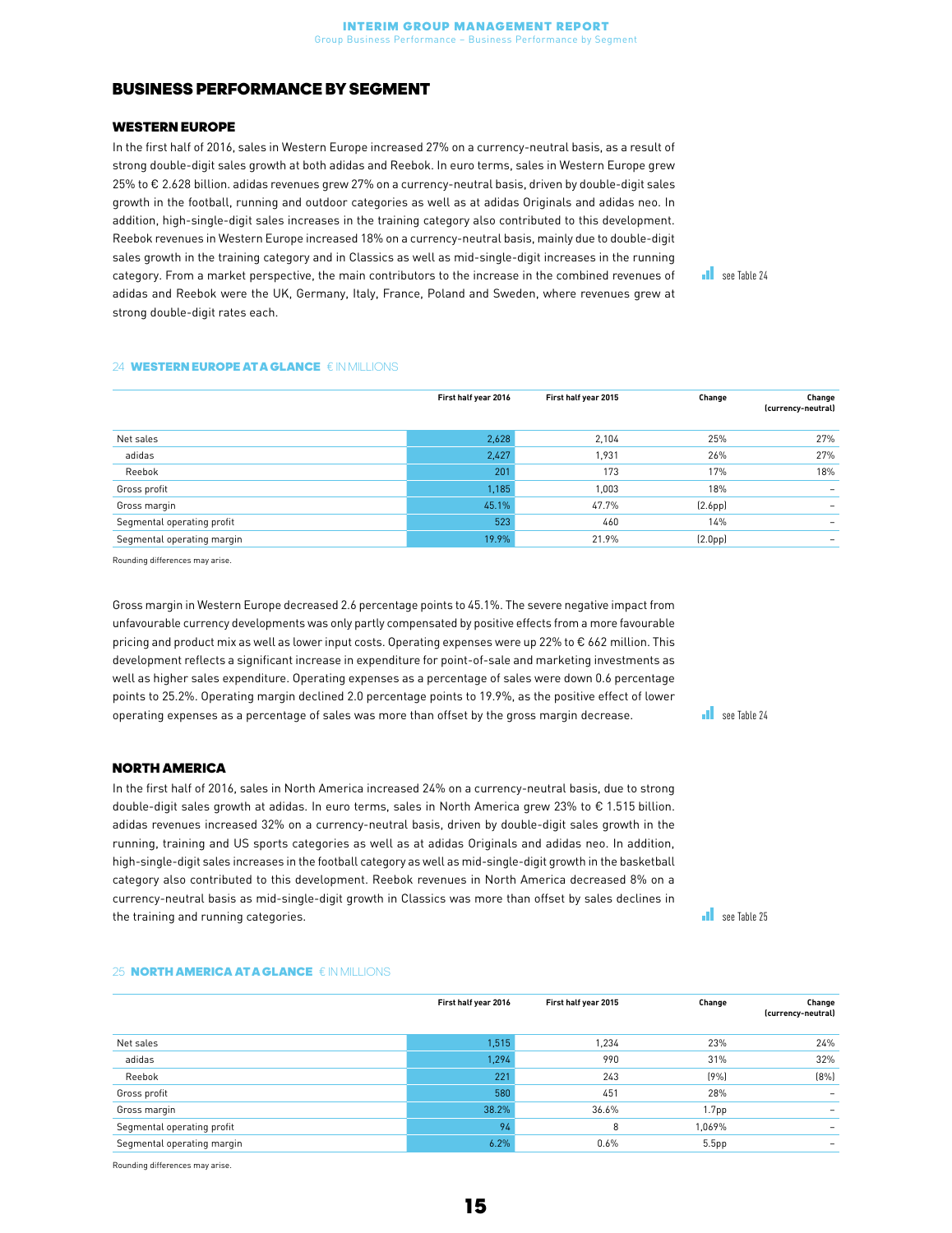## BUSINESS PERFORMANCE BY SEGMENT

### WESTERN EUROPE

In the first half of 2016, sales in Western Europe increased 27% on a currency-neutral basis, as a result of strong double-digit sales growth at both adidas and Reebok. In euro terms, sales in Western Europe grew 25% to € 2.628 billion. adidas revenues grew 27% on a currency-neutral basis, driven by double-digit sales growth in the football, running and outdoor categories as well as at adidas Originals and adidas neo. In addition, high-single-digit sales increases in the training category also contributed to this development. Reebok revenues in Western Europe increased 18% on a currency-neutral basis, mainly due to double-digit sales growth in the training category and in Classics as well as mid-single-digit increases in the running category. From a market perspective, the main contributors to the increase in the combined revenues of adidas and Reebok were the UK, Germany, Italy, France, Poland and Sweden, where revenues grew at strong double-digit rates each.

see Table 24

24 **WESTERN EUROPE AT A GLANCE** € IN MILLIONS

| | First half year 2016 | First half year 2015 | Change | Change (currency-neutral) |
|---|---|---|---|---|
| Net sales | 2,628 | 2,104 | 25% | 27% |
| adidas | 2,427 | 1,931 | 26% | 27% |
| Reebok | 201 | 173 | 17% | 18% |
| Gross profit | 1,185 | 1,003 | 18% | – |
| Gross margin | 45.1% | 47.7% | (2.6pp) | – |
| Segmental operating profit | 523 | 460 | 14% | – |
| Segmental operating margin | 19.9% | 21.9% | (2.0pp) | – |

Rounding differences may arise.

Gross margin in Western Europe decreased 2.6 percentage points to 45.1%. The severe negative impact from unfavourable currency developments was only partly compensated by positive effects from a more favourable pricing and product mix as well as lower input costs. Operating expenses were up 22% to € 662 million. This development reflects a significant increase in expenditure for point-of-sale and marketing investments as well as higher sales expenditure. Operating expenses as a percentage of sales were down 0.6 percentage points to 25.2%. Operating margin declined 2.0 percentage points to 19.9%, as the positive effect of lower operating expenses as a percentage of sales was more than offset by the gross margin decrease.

see Table 24

### NORTH AMERICA

In the first half of 2016, sales in North America increased 24% on a currency-neutral basis, due to strong double-digit sales growth at adidas. In euro terms, sales in North America grew 23% to € 1.515 billion. adidas revenues increased 32% on a currency-neutral basis, driven by double-digit sales growth in the running, training and US sports categories as well as at adidas Originals and adidas neo. In addition, high-single-digit sales increases in the football category as well as mid-single-digit growth in the basketball category also contributed to this development. Reebok revenues in North America decreased 8% on a currency-neutral basis as mid-single-digit growth in Classics was more than offset by sales declines in the training and running categories.

see Table 25

25 **NORTH AMERICA AT A GLANCE** € IN MILLIONS

| | First half year 2016 | First half year 2015 | Change | Change (currency-neutral) |
|---|---|---|---|---|
| Net sales | 1,515 | 1,234 | 23% | 24% |
| adidas | 1,294 | 990 | 31% | 32% |
| Reebok | 221 | 243 | (9%) | (8%) |
| Gross profit | 580 | 451 | 28% | – |
| Gross margin | 38.2% | 36.6% | 1.7pp | – |
| Segmental operating profit | 94 | 8 | 1,069% | – |
| Segmental operating margin | 6.2% | 0.6% | 5.5pp | – |

Rounding differences may arise.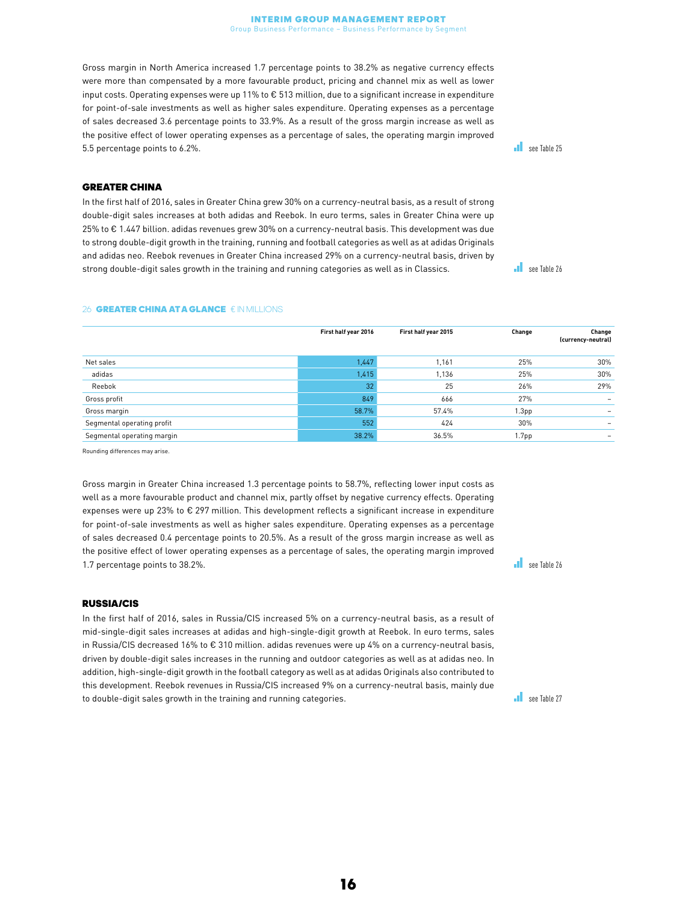Gross margin in North America increased 1.7 percentage points to 38.2% as negative currency effects were more than compensated by a more favourable product, pricing and channel mix as well as lower input costs. Operating expenses were up 11% to € 513 million, due to a significant increase in expenditure for point-of-sale investments as well as higher sales expenditure. Operating expenses as a percentage of sales decreased 3.6 percentage points to 33.9%. As a result of the gross margin increase as well as the positive effect of lower operating expenses as a percentage of sales, the operating margin improved 5.5 percentage points to 6.2%.

see Table 25

## GREATER CHINA

In the first half of 2016, sales in Greater China grew 30% on a currency-neutral basis, as a result of strong double-digit sales increases at both adidas and Reebok. In euro terms, sales in Greater China were up 25% to € 1.447 billion. adidas revenues grew 30% on a currency-neutral basis. This development was due to strong double-digit growth in the training, running and football categories as well as at adidas Originals and adidas neo. Reebok revenues in Greater China increased 29% on a currency-neutral basis, driven by strong double-digit sales growth in the training and running categories as well as in Classics.

see Table 26

26 **GREATER CHINA AT A GLANCE** € IN MILLIONS

| | First half year 2016 | First half year 2015 | Change | Change (currency-neutral) |
|---|---|---|---|---|
| Net sales | 1,447 | 1,161 | 25% | 30% |
| adidas | 1,415 | 1,136 | 25% | 30% |
| Reebok | 32 | 25 | 26% | 29% |
| Gross profit | 849 | 666 | 27% | – |
| Gross margin | 58.7% | 57.4% | 1.3pp | – |
| Segmental operating profit | 552 | 424 | 30% | – |
| Segmental operating margin | 38.2% | 36.5% | 1.7pp | – |

Rounding differences may arise.

Gross margin in Greater China increased 1.3 percentage points to 58.7%, reflecting lower input costs as well as a more favourable product and channel mix, partly offset by negative currency effects. Operating expenses were up 23% to € 297 million. This development reflects a significant increase in expenditure for point-of-sale investments as well as higher sales expenditure. Operating expenses as a percentage of sales decreased 0.4 percentage points to 20.5%. As a result of the gross margin increase as well as the positive effect of lower operating expenses as a percentage of sales, the operating margin improved 1.7 percentage points to 38.2%.

see Table 26

## RUSSIA/CIS

In the first half of 2016, sales in Russia/CIS increased 5% on a currency-neutral basis, as a result of mid-single-digit sales increases at adidas and high-single-digit growth at Reebok. In euro terms, sales in Russia/CIS decreased 16% to € 310 million. adidas revenues were up 4% on a currency-neutral basis, driven by double-digit sales increases in the running and outdoor categories as well as at adidas neo. In addition, high-single-digit growth in the football category as well as at adidas Originals also contributed to this development. Reebok revenues in Russia/CIS increased 9% on a currency-neutral basis, mainly due to double-digit sales growth in the training and running categories.

see Table 27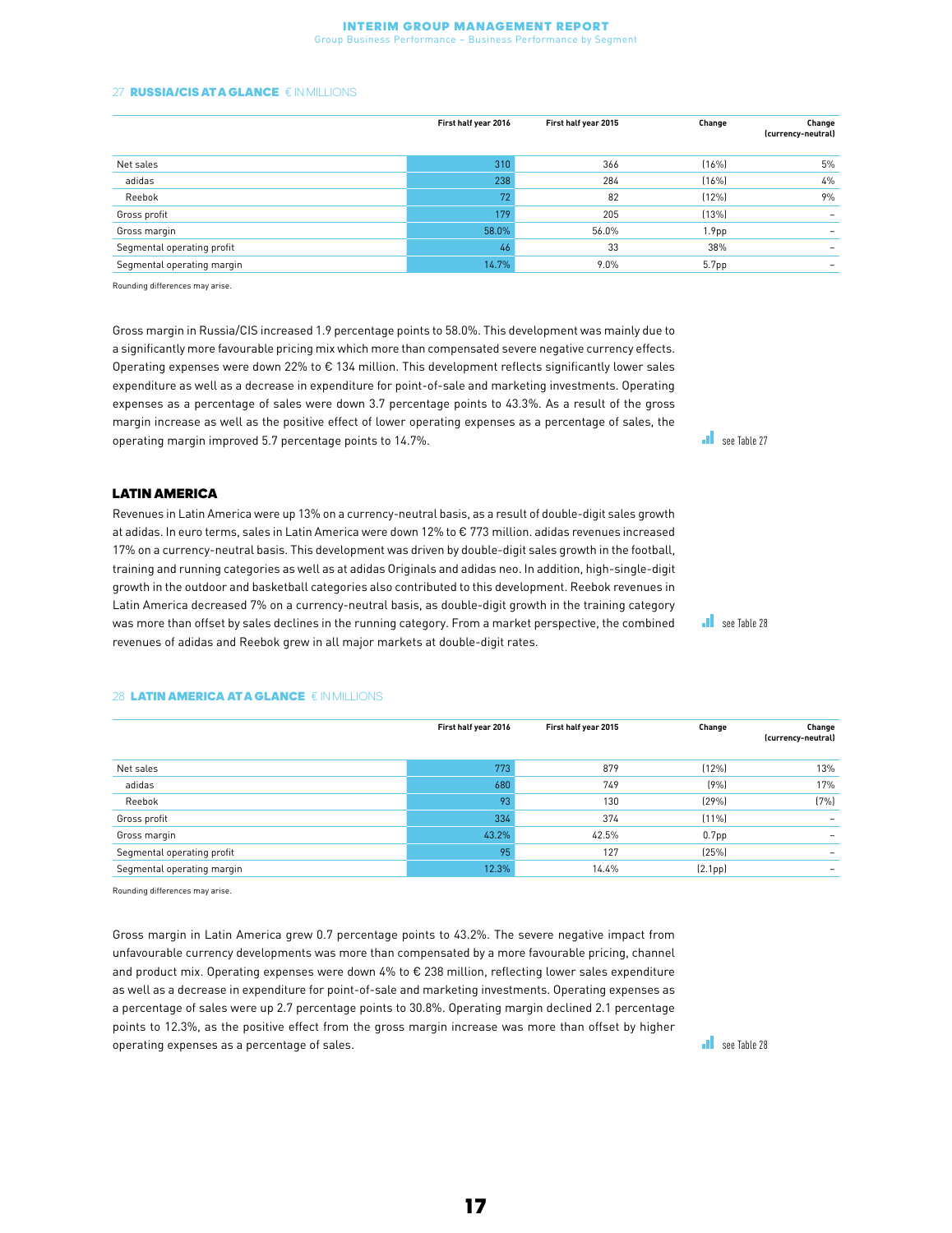27 **RUSSIA/CIS AT A GLANCE** € IN MILLIONS

| | First half year 2016 | First half year 2015 | Change | Change (currency-neutral) |
|---|---|---|---|---|
| Net sales | 310 | 366 | (16%) | 5% |
| adidas | 238 | 284 | (16%) | 4% |
| Reebok | 72 | 82 | (12%) | 9% |
| Gross profit | 179 | 205 | (13%) | – |
| Gross margin | 58.0% | 56.0% | 1.9pp | – |
| Segmental operating profit | 46 | 33 | 38% | – |
| Segmental operating margin | 14.7% | 9.0% | 5.7pp | – |

Rounding differences may arise.

Gross margin in Russia/CIS increased 1.9 percentage points to 58.0%. This development was mainly due to a significantly more favourable pricing mix which more than compensated severe negative currency effects. Operating expenses were down 22% to € 134 million. This development reflects significantly lower sales expenditure as well as a decrease in expenditure for point-of-sale and marketing investments. Operating expenses as a percentage of sales were down 3.7 percentage points to 43.3%. As a result of the gross margin increase as well as the positive effect of lower operating expenses as a percentage of sales, the operating margin improved 5.7 percentage points to 14.7%.

see Table 27

## LATIN AMERICA

Revenues in Latin America were up 13% on a currency-neutral basis, as a result of double-digit sales growth at adidas. In euro terms, sales in Latin America were down 12% to € 773 million. adidas revenues increased 17% on a currency-neutral basis. This development was driven by double-digit sales growth in the football, training and running categories as well as at adidas Originals and adidas neo. In addition, high-single-digit growth in the outdoor and basketball categories also contributed to this development. Reebok revenues in Latin America decreased 7% on a currency-neutral basis, as double-digit growth in the training category was more than offset by sales declines in the running category. From a market perspective, the combined revenues of adidas and Reebok grew in all major markets at double-digit rates.

see Table 28

28 **LATIN AMERICA AT A GLANCE** € IN MILLIONS

| | First half year 2016 | First half year 2015 | Change | Change (currency-neutral) |
|---|---|---|---|---|
| Net sales | 773 | 879 | (12%) | 13% |
| adidas | 680 | 749 | (9%) | 17% |
| Reebok | 93 | 130 | (29%) | (7%) |
| Gross profit | 334 | 374 | (11%) | – |
| Gross margin | 43.2% | 42.5% | 0.7pp | – |
| Segmental operating profit | 95 | 127 | (25%) | – |
| Segmental operating margin | 12.3% | 14.4% | (2.1pp) | – |

Rounding differences may arise.

Gross margin in Latin America grew 0.7 percentage points to 43.2%. The severe negative impact from unfavourable currency developments was more than compensated by a more favourable pricing, channel and product mix. Operating expenses were down 4% to € 238 million, reflecting lower sales expenditure as well as a decrease in expenditure for point-of-sale and marketing investments. Operating expenses as a percentage of sales were up 2.7 percentage points to 30.8%. Operating margin declined 2.1 percentage points to 12.3%, as the positive effect from the gross margin increase was more than offset by higher operating expenses as a percentage of sales.

see Table 28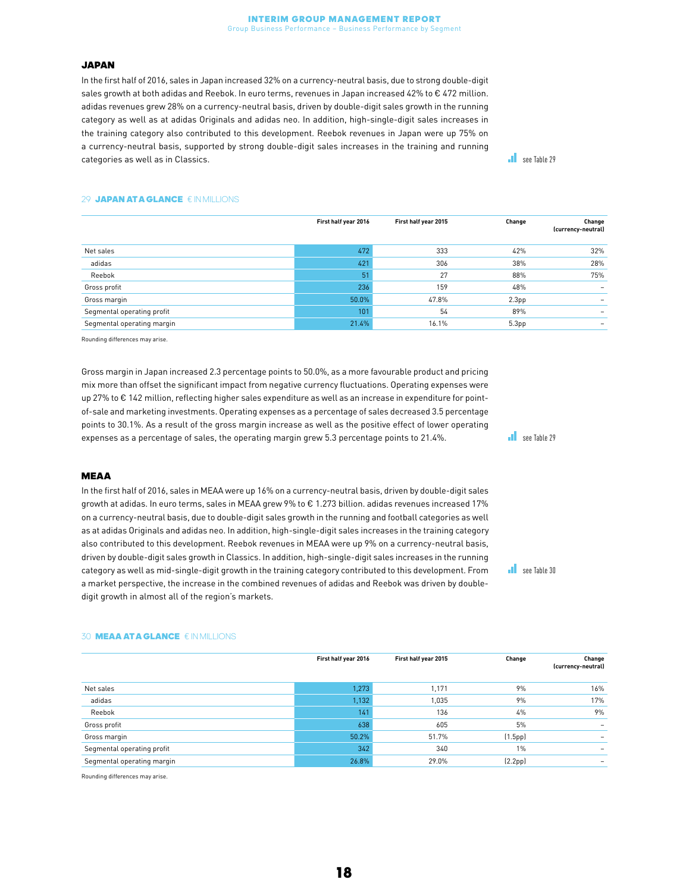## JAPAN

In the first half of 2016, sales in Japan increased 32% on a currency-neutral basis, due to strong double-digit sales growth at both adidas and Reebok. In euro terms, revenues in Japan increased 42% to € 472 million. adidas revenues grew 28% on a currency-neutral basis, driven by double-digit sales growth in the running category as well as at adidas Originals and adidas neo. In addition, high-single-digit sales increases in the training category also contributed to this development. Reebok revenues in Japan were up 75% on a currency-neutral basis, supported by strong double-digit sales increases in the training and running categories as well as in Classics.

see Table 29

29 **JAPAN AT A GLANCE** € IN MILLIONS

| | First half year 2016 | First half year 2015 | Change | Change (currency-neutral) |
|---|---|---|---|---|
| Net sales | 472 | 333 | 42% | 32% |
| adidas | 421 | 306 | 38% | 28% |
| Reebok | 51 | 27 | 88% | 75% |
| Gross profit | 236 | 159 | 48% | – |
| Gross margin | 50.0% | 47.8% | 2.3pp | – |
| Segmental operating profit | 101 | 54 | 89% | – |
| Segmental operating margin | 21.4% | 16.1% | 5.3pp | – |

Rounding differences may arise.

Gross margin in Japan increased 2.3 percentage points to 50.0%, as a more favourable product and pricing mix more than offset the significant impact from negative currency fluctuations. Operating expenses were up 27% to € 142 million, reflecting higher sales expenditure as well as an increase in expenditure for point-of-sale and marketing investments. Operating expenses as a percentage of sales decreased 3.5 percentage points to 30.1%. As a result of the gross margin increase as well as the positive effect of lower operating expenses as a percentage of sales, the operating margin grew 5.3 percentage points to 21.4%.

see Table 29

## MEAA

In the first half of 2016, sales in MEAA were up 16% on a currency-neutral basis, driven by double-digit sales growth at adidas. In euro terms, sales in MEAA grew 9% to € 1.273 billion. adidas revenues increased 17% on a currency-neutral basis, due to double-digit sales growth in the running and football categories as well as at adidas Originals and adidas neo. In addition, high-single-digit sales increases in the training category also contributed to this development. Reebok revenues in MEAA were up 9% on a currency-neutral basis, driven by double-digit sales growth in Classics. In addition, high-single-digit sales increases in the running category as well as mid-single-digit growth in the training category contributed to this development. From a market perspective, the increase in the combined revenues of adidas and Reebok was driven by double-digit growth in almost all of the region's markets.

see Table 30

30 **MEAA AT A GLANCE** € IN MILLIONS

| | First half year 2016 | First half year 2015 | Change | Change (currency-neutral) |
|---|---|---|---|---|
| Net sales | 1,273 | 1,171 | 9% | 16% |
| adidas | 1,132 | 1,035 | 9% | 17% |
| Reebok | 141 | 136 | 4% | 9% |
| Gross profit | 638 | 605 | 5% | – |
| Gross margin | 50.2% | 51.7% | (1.5pp) | – |
| Segmental operating profit | 342 | 340 | 1% | – |
| Segmental operating margin | 26.8% | 29.0% | (2.2pp) | – |

Rounding differences may arise.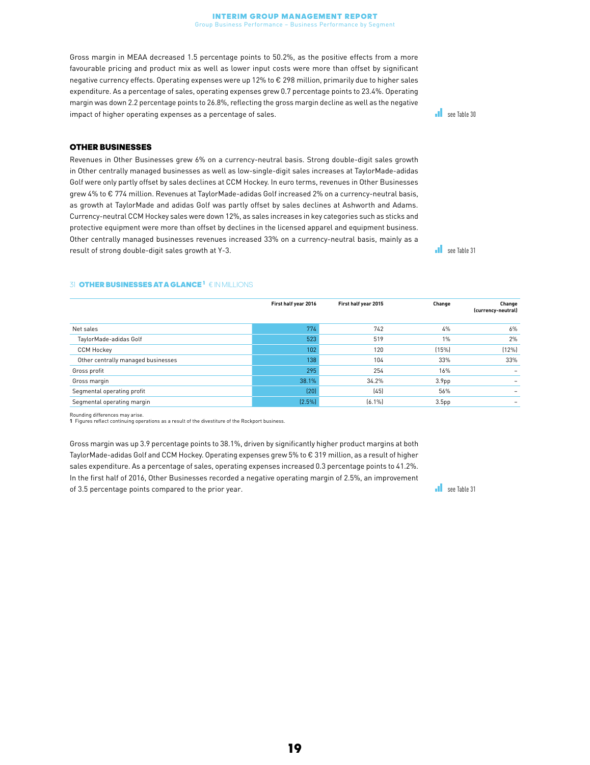Gross margin in MEAA decreased 1.5 percentage points to 50.2%, as the positive effects from a more favourable pricing and product mix as well as lower input costs were more than offset by significant negative currency effects. Operating expenses were up 12% to € 298 million, primarily due to higher sales expenditure. As a percentage of sales, operating expenses grew 0.7 percentage points to 23.4%. Operating margin was down 2.2 percentage points to 26.8%, reflecting the gross margin decline as well as the negative impact of higher operating expenses as a percentage of sales.

see Table 30

### OTHER BUSINESSES

Revenues in Other Businesses grew 6% on a currency-neutral basis. Strong double-digit sales growth in Other centrally managed businesses as well as low-single-digit sales increases at TaylorMade-adidas Golf were only partly offset by sales declines at CCM Hockey. In euro terms, revenues in Other Businesses grew 4% to € 774 million. Revenues at TaylorMade-adidas Golf increased 2% on a currency-neutral basis, as growth at TaylorMade and adidas Golf was partly offset by sales declines at Ashworth and Adams. Currency-neutral CCM Hockey sales were down 12%, as sales increases in key categories such as sticks and protective equipment were more than offset by declines in the licensed apparel and equipment business. Other centrally managed businesses revenues increased 33% on a currency-neutral basis, mainly as a result of strong double-digit sales growth at Y-3.

see Table 31

31 **OTHER BUSINESSES AT A GLANCE**[1] € IN MILLIONS

| | First half year 2016 | First half year 2015 | Change | Change (currency-neutral) |
|---|---|---|---|---|
| Net sales | 774 | 742 | 4% | 6% |
| TaylorMade-adidas Golf | 523 | 519 | 1% | 2% |
| CCM Hockey | 102 | 120 | (15%) | (12%) |
| Other centrally managed businesses | 138 | 104 | 33% | 33% |
| Gross profit | 295 | 254 | 16% | – |
| Gross margin | 38.1% | 34.2% | 3.9pp | – |
| Segmental operating profit | (20) | (45) | 56% | – |
| Segmental operating margin | (2.5%) | (6.1%) | 3.5pp | – |

Rounding differences may arise.
**1** Figures reflect continuing operations as a result of the divestiture of the Rockport business.

Gross margin was up 3.9 percentage points to 38.1%, driven by significantly higher product margins at both TaylorMade-adidas Golf and CCM Hockey. Operating expenses grew 5% to € 319 million, as a result of higher sales expenditure. As a percentage of sales, operating expenses increased 0.3 percentage points to 41.2%. In the first half of 2016, Other Businesses recorded a negative operating margin of 2.5%, an improvement of 3.5 percentage points compared to the prior year.

see Table 31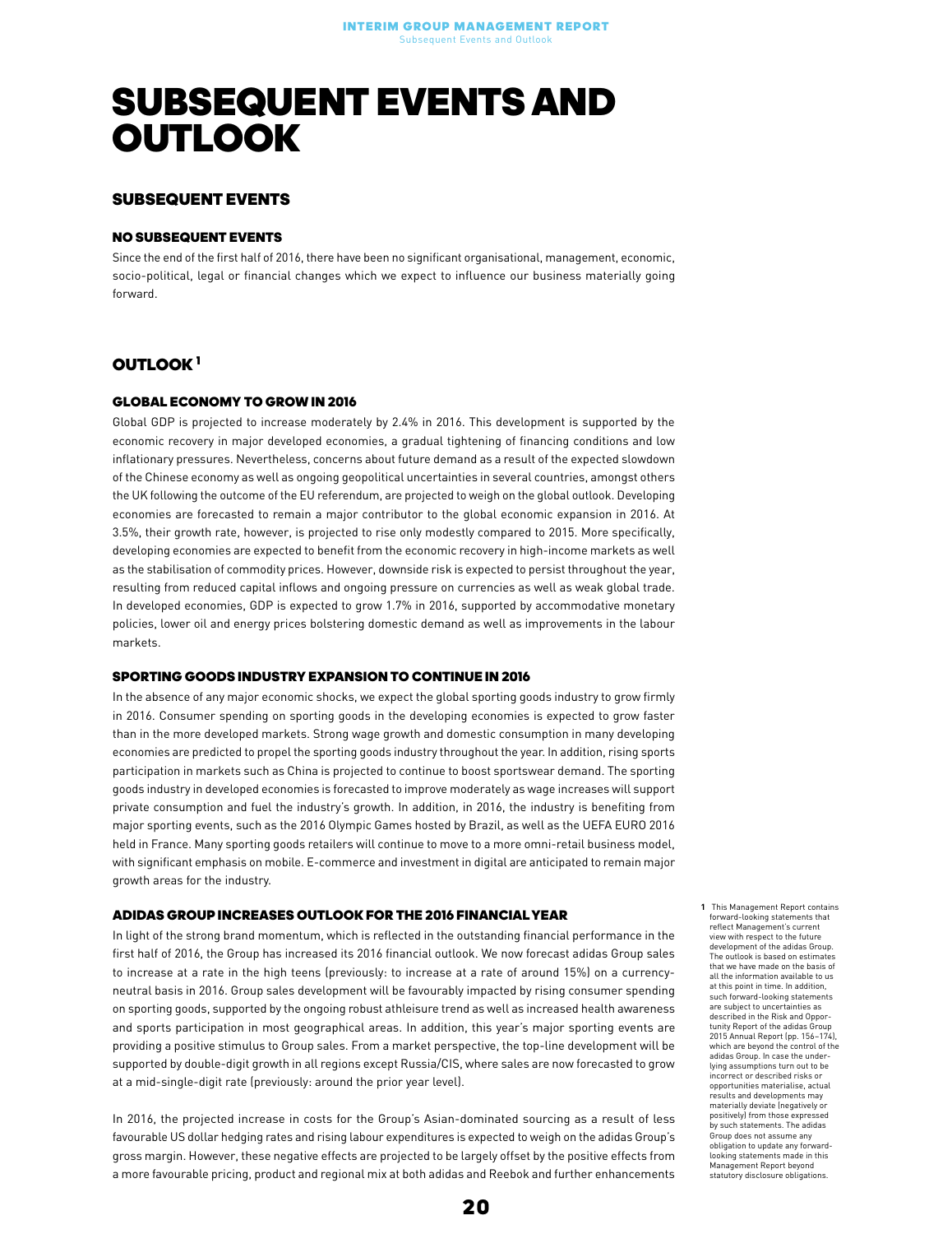# SUBSEQUENT EVENTS AND OUTLOOK

## SUBSEQUENT EVENTS

### NO SUBSEQUENT EVENTS

Since the end of the first half of 2016, there have been no significant organisational, management, economic, socio-political, legal or financial changes which we expect to influence our business materially going forward.

## OUTLOOK [1]

### GLOBAL ECONOMY TO GROW IN 2016

Global GDP is projected to increase moderately by 2.4% in 2016. This development is supported by the economic recovery in major developed economies, a gradual tightening of financing conditions and low inflationary pressures. Nevertheless, concerns about future demand as a result of the expected slowdown of the Chinese economy as well as ongoing geopolitical uncertainties in several countries, amongst others the UK following the outcome of the EU referendum, are projected to weigh on the global outlook. Developing economies are forecasted to remain a major contributor to the global economic expansion in 2016. At 3.5%, their growth rate, however, is projected to rise only modestly compared to 2015. More specifically, developing economies are expected to benefit from the economic recovery in high-income markets as well as the stabilisation of commodity prices. However, downside risk is expected to persist throughout the year, resulting from reduced capital inflows and ongoing pressure on currencies as well as weak global trade. In developed economies, GDP is expected to grow 1.7% in 2016, supported by accommodative monetary policies, lower oil and energy prices bolstering domestic demand as well as improvements in the labour markets.

### SPORTING GOODS INDUSTRY EXPANSION TO CONTINUE IN 2016

In the absence of any major economic shocks, we expect the global sporting goods industry to grow firmly in 2016. Consumer spending on sporting goods in the developing economies is expected to grow faster than in the more developed markets. Strong wage growth and domestic consumption in many developing economies are predicted to propel the sporting goods industry throughout the year. In addition, rising sports participation in markets such as China is projected to continue to boost sportswear demand. The sporting goods industry in developed economies is forecasted to improve moderately as wage increases will support private consumption and fuel the industry's growth. In addition, in 2016, the industry is benefiting from major sporting events, such as the 2016 Olympic Games hosted by Brazil, as well as the UEFA EURO 2016 held in France. Many sporting goods retailers will continue to move to a more omni-retail business model, with significant emphasis on mobile. E-commerce and investment in digital are anticipated to remain major growth areas for the industry.

### ADIDAS GROUP INCREASES OUTLOOK FOR THE 2016 FINANCIAL YEAR

In light of the strong brand momentum, which is reflected in the outstanding financial performance in the first half of 2016, the Group has increased its 2016 financial outlook. We now forecast adidas Group sales to increase at a rate in the high teens (previously: to increase at a rate of around 15%) on a currency-neutral basis in 2016. Group sales development will be favourably impacted by rising consumer spending on sporting goods, supported by the ongoing robust athleisure trend as well as increased health awareness and sports participation in most geographical areas. In addition, this year's major sporting events are providing a positive stimulus to Group sales. From a market perspective, the top-line development will be supported by double-digit growth in all regions except Russia/CIS, where sales are now forecasted to grow at a mid-single-digit rate (previously: around the prior year level).

In 2016, the projected increase in costs for the Group's Asian-dominated sourcing as a result of less favourable US dollar hedging rates and rising labour expenditures is expected to weigh on the adidas Group's gross margin. However, these negative effects are projected to be largely offset by the positive effects from a more favourable pricing, product and regional mix at both adidas and Reebok and further enhancements

[1] This Management Report contains forward-looking statements that reflect Management's current view with respect to the future development of the adidas Group. The outlook is based on estimates that we have made on the basis of all the information available to us at this point in time. In addition, such forward-looking statements are subject to uncertainties as described in the Risk and Opportunity Report of the adidas Group 2015 Annual Report (pp. 156–174), which are beyond the control of the adidas Group. In case the underlying assumptions turn out to be incorrect or described risks or opportunities materialise, actual results and developments may materially deviate (negatively or positively) from those expressed by such statements. The adidas Group does not assume any obligation to update any forward-looking statements made in this Management Report beyond statutory disclosure obligations.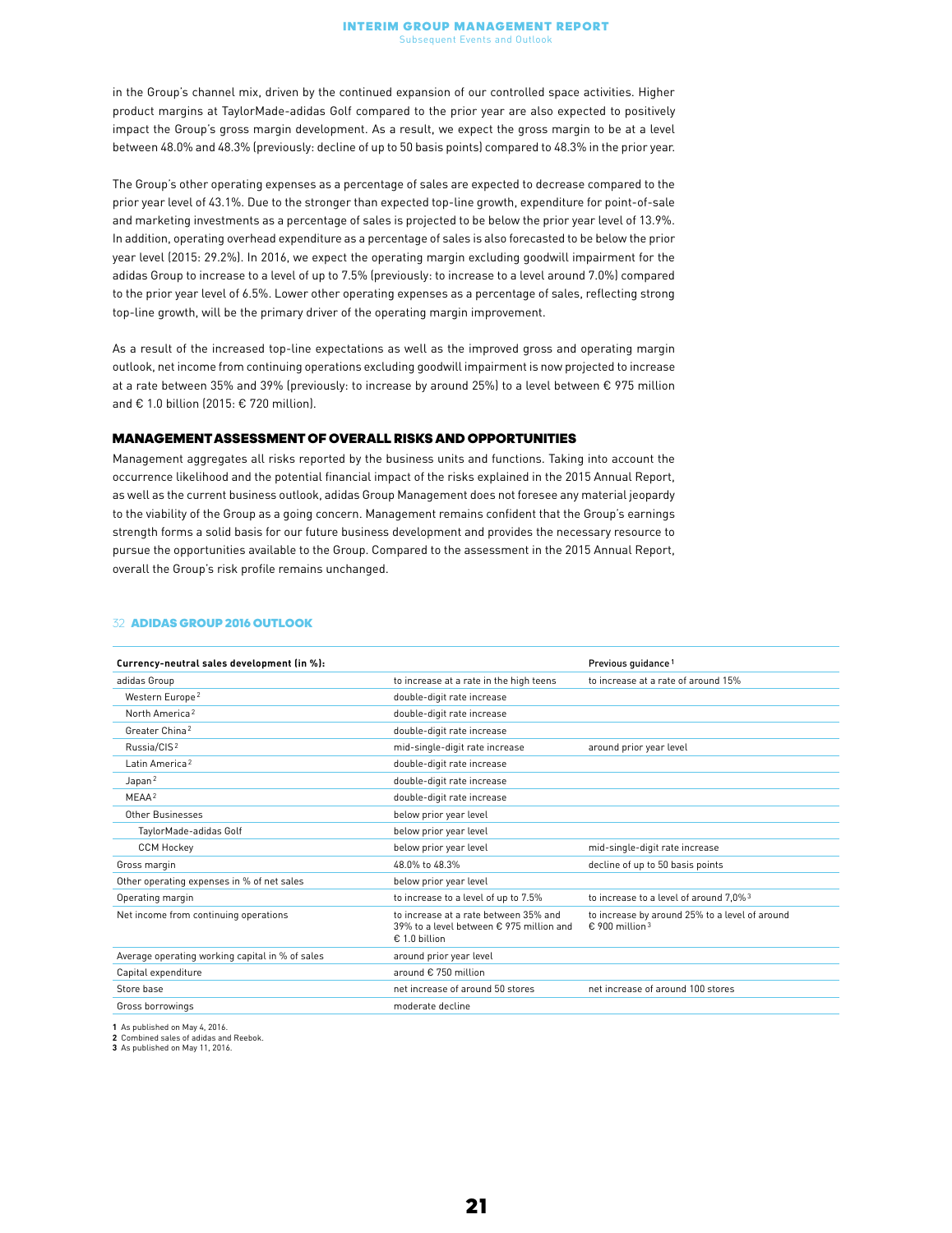in the Group's channel mix, driven by the continued expansion of our controlled space activities. Higher product margins at TaylorMade-adidas Golf compared to the prior year are also expected to positively impact the Group's gross margin development. As a result, we expect the gross margin to be at a level between 48.0% and 48.3% (previously: decline of up to 50 basis points) compared to 48.3% in the prior year.

The Group's other operating expenses as a percentage of sales are expected to decrease compared to the prior year level of 43.1%. Due to the stronger than expected top-line growth, expenditure for point-of-sale and marketing investments as a percentage of sales is projected to be below the prior year level of 13.9%. In addition, operating overhead expenditure as a percentage of sales is also forecasted to be below the prior year level (2015: 29.2%). In 2016, we expect the operating margin excluding goodwill impairment for the adidas Group to increase to a level of up to 7.5% (previously: to increase to a level around 7.0%) compared to the prior year level of 6.5%. Lower other operating expenses as a percentage of sales, reflecting strong top-line growth, will be the primary driver of the operating margin improvement.

As a result of the increased top-line expectations as well as the improved gross and operating margin outlook, net income from continuing operations excluding goodwill impairment is now projected to increase at a rate between 35% and 39% (previously: to increase by around 25%) to a level between € 975 million and € 1.0 billion (2015: € 720 million).

## MANAGEMENT ASSESSMENT OF OVERALL RISKS AND OPPORTUNITIES

Management aggregates all risks reported by the business units and functions. Taking into account the occurrence likelihood and the potential financial impact of the risks explained in the 2015 Annual Report, as well as the current business outlook, adidas Group Management does not foresee any material jeopardy to the viability of the Group as a going concern. Management remains confident that the Group's earnings strength forms a solid basis for our future business development and provides the necessary resource to pursue the opportunities available to the Group. Compared to the assessment in the 2015 Annual Report, overall the Group's risk profile remains unchanged.

32 **ADIDAS GROUP 2016 OUTLOOK**

| Currency-neutral sales development (in %): | | Previous guidance[1] |
|---|---|---|
| adidas Group | to increase at a rate in the high teens | to increase at a rate of around 15% |
| Western Europe[2] | double-digit rate increase | |
| North America[2] | double-digit rate increase | |
| Greater China[2] | double-digit rate increase | |
| Russia/CIS[2] | mid-single-digit rate increase | around prior year level |
| Latin America[2] | double-digit rate increase | |
| Japan[2] | double-digit rate increase | |
| MEAA[2] | double-digit rate increase | |
| Other Businesses | below prior year level | |
| TaylorMade-adidas Golf | below prior year level | |
| CCM Hockey | below prior year level | mid-single-digit rate increase |
| Gross margin | 48.0% to 48.3% | decline of up to 50 basis points |
| Other operating expenses in % of net sales | below prior year level | |
| Operating margin | to increase to a level of up to 7.5% | to increase to a level of around 7.0%[3] |
| Net income from continuing operations | to increase at a rate between 35% and 39% to a level between € 975 million and € 1.0 billion | to increase by around 25% to a level of around € 900 million[3] |
| Average operating working capital in % of sales | around prior year level | |
| Capital expenditure | around € 750 million | |
| Store base | net increase of around 50 stores | net increase of around 100 stores |
| Gross borrowings | moderate decline | |

1 As published on May 4, 2016.
2 Combined sales of adidas and Reebok.
3 As published on May 11, 2016.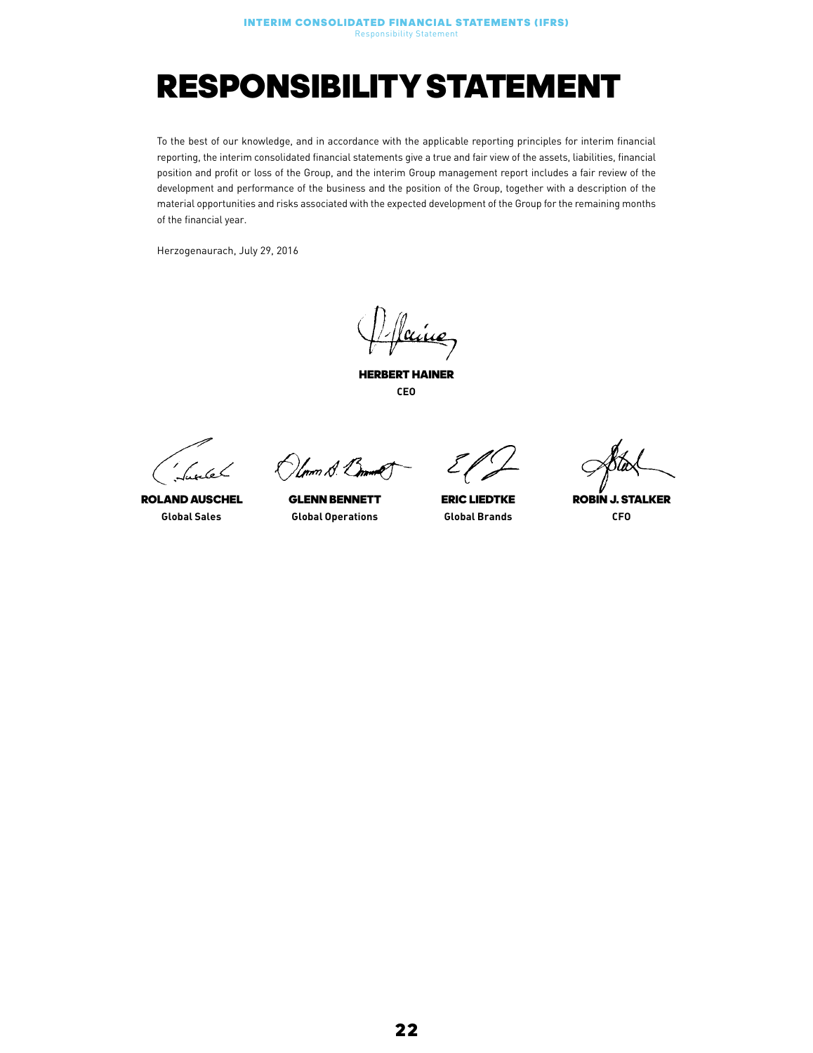# RESPONSIBILITY STATEMENT

To the best of our knowledge, and in accordance with the applicable reporting principles for interim financial reporting, the interim consolidated financial statements give a true and fair view of the assets, liabilities, financial position and profit or loss of the Group, and the interim Group management report includes a fair review of the development and performance of the business and the position of the Group, together with a description of the material opportunities and risks associated with the expected development of the Group for the remaining months of the financial year.

Herzogenaurach, July 29, 2016

**HERBERT HAINER**
**CEO**

**ROLAND AUSCHEL**
**Global Sales**

**GLENN BENNETT**
**Global Operations**

**ERIC LIEDTKE**
**Global Brands**

**ROBIN J. STALKER**
**CFO**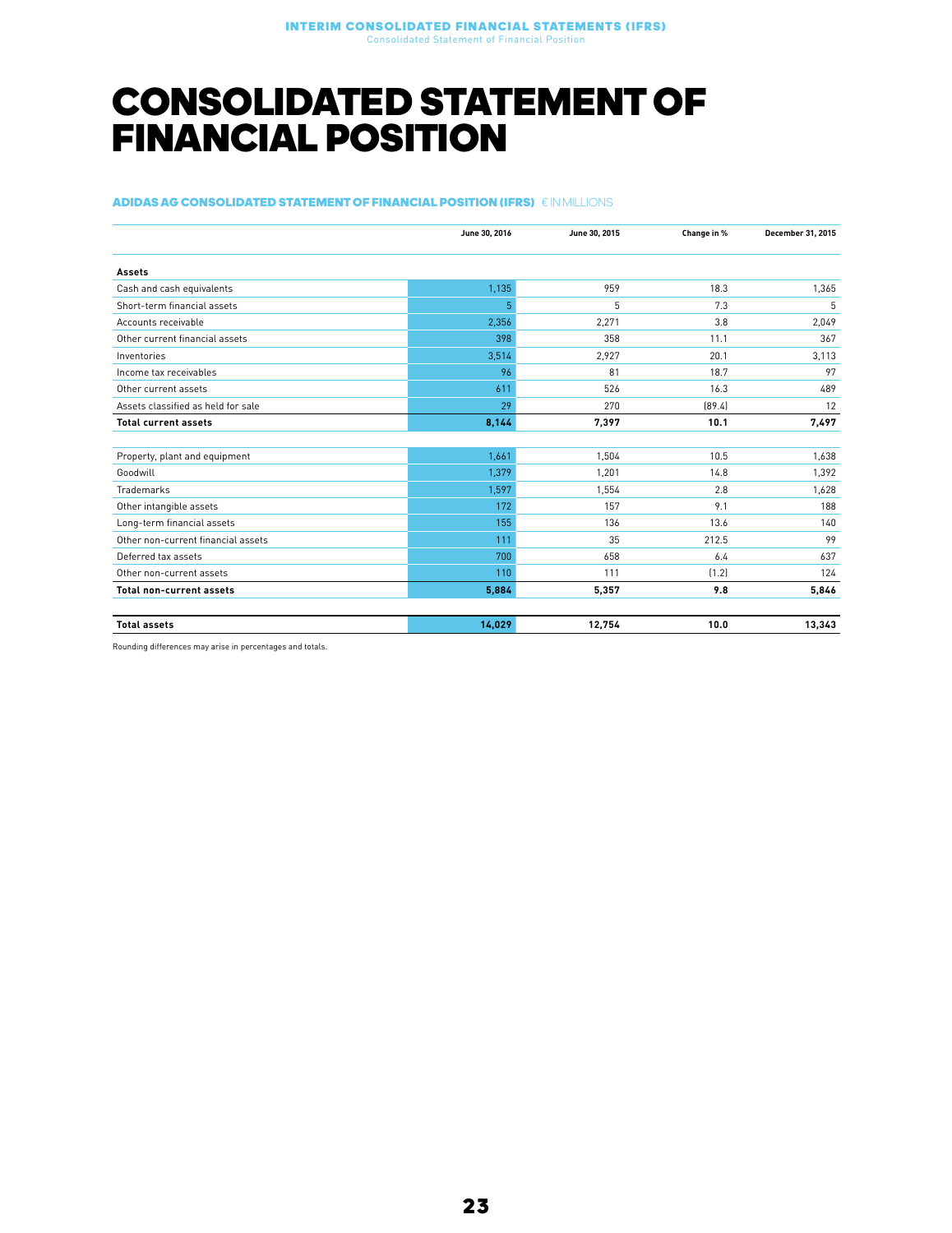# CONSOLIDATED STATEMENT OF FINANCIAL POSITION

**ADIDAS AG CONSOLIDATED STATEMENT OF FINANCIAL POSITION (IFRS)** € IN MILLIONS

| | June 30, 2016 | June 30, 2015 | Change in % | December 31, 2015 |
|---|---|---|---|---|
| **Assets** | | | | |
| Cash and cash equivalents | 1,135 | 959 | 18.3 | 1,365 |
| Short-term financial assets | 5 | 5 | 7.3 | 5 |
| Accounts receivable | 2,356 | 2,271 | 3.8 | 2,049 |
| Other current financial assets | 398 | 358 | 11.1 | 367 |
| Inventories | 3,514 | 2,927 | 20.1 | 3,113 |
| Income tax receivables | 96 | 81 | 18.7 | 97 |
| Other current assets | 611 | 526 | 16.3 | 489 |
| Assets classified as held for sale | 29 | 270 | (89.4) | 12 |
| **Total current assets** | **8,144** | **7,397** | **10.1** | **7,497** |
| | | | | |
| Property, plant and equipment | 1,661 | 1,504 | 10.5 | 1,638 |
| Goodwill | 1,379 | 1,201 | 14.8 | 1,392 |
| Trademarks | 1,597 | 1,554 | 2.8 | 1,628 |
| Other intangible assets | 172 | 157 | 9.1 | 188 |
| Long-term financial assets | 155 | 136 | 13.6 | 140 |
| Other non-current financial assets | 111 | 35 | 212.5 | 99 |
| Deferred tax assets | 700 | 658 | 6.4 | 637 |
| Other non-current assets | 110 | 111 | (1.2) | 124 |
| **Total non-current assets** | **5,884** | **5,357** | **9.8** | **5,846** |
| | | | | |
| **Total assets** | **14,029** | **12,754** | **10.0** | **13,343** |

Rounding differences may arise in percentages and totals.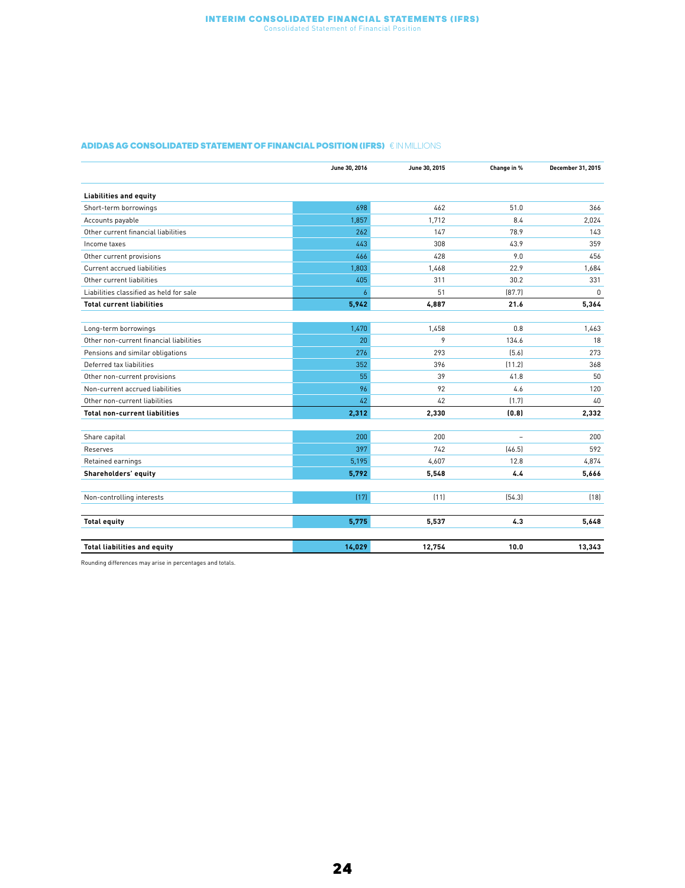## ADIDAS AG CONSOLIDATED STATEMENT OF FINANCIAL POSITION (IFRS) € IN MILLIONS

| | June 30, 2016 | June 30, 2015 | Change in % | December 31, 2015 |
|---|---|---|---|---|
| **Liabilities and equity** | | | | |
| Short-term borrowings | 698 | 462 | 51.0 | 366 |
| Accounts payable | 1,857 | 1,712 | 8.4 | 2,024 |
| Other current financial liabilities | 262 | 147 | 78.9 | 143 |
| Income taxes | 443 | 308 | 43.9 | 359 |
| Other current provisions | 466 | 428 | 9.0 | 456 |
| Current accrued liabilities | 1,803 | 1,468 | 22.9 | 1,684 |
| Other current liabilities | 405 | 311 | 30.2 | 331 |
| Liabilities classified as held for sale | 6 | 51 | (87.7) | 0 |
| **Total current liabilities** | **5,942** | **4,887** | **21.6** | **5,364** |
| | | | | |
| Long-term borrowings | 1,470 | 1,458 | 0.8 | 1,463 |
| Other non-current financial liabilities | 20 | 9 | 134.6 | 18 |
| Pensions and similar obligations | 276 | 293 | (5.6) | 273 |
| Deferred tax liabilities | 352 | 396 | (11.2) | 368 |
| Other non-current provisions | 55 | 39 | 41.8 | 50 |
| Non-current accrued liabilities | 96 | 92 | 4.6 | 120 |
| Other non-current liabilities | 42 | 42 | (1.7) | 40 |
| **Total non-current liabilities** | **2,312** | **2,330** | **(0.8)** | **2,332** |
| | | | | |
| Share capital | 200 | 200 | – | 200 |
| Reserves | 397 | 742 | (46.5) | 592 |
| Retained earnings | 5,195 | 4,607 | 12.8 | 4,874 |
| **Shareholders' equity** | **5,792** | **5,548** | **4.4** | **5,666** |
| | | | | |
| Non-controlling interests | (17) | (11) | (54.3) | (18) |
| | | | | |
| **Total equity** | **5,775** | **5,537** | **4.3** | **5,648** |
| | | | | |
| **Total liabilities and equity** | **14,029** | **12,754** | **10.0** | **13,343** |

Rounding differences may arise in percentages and totals.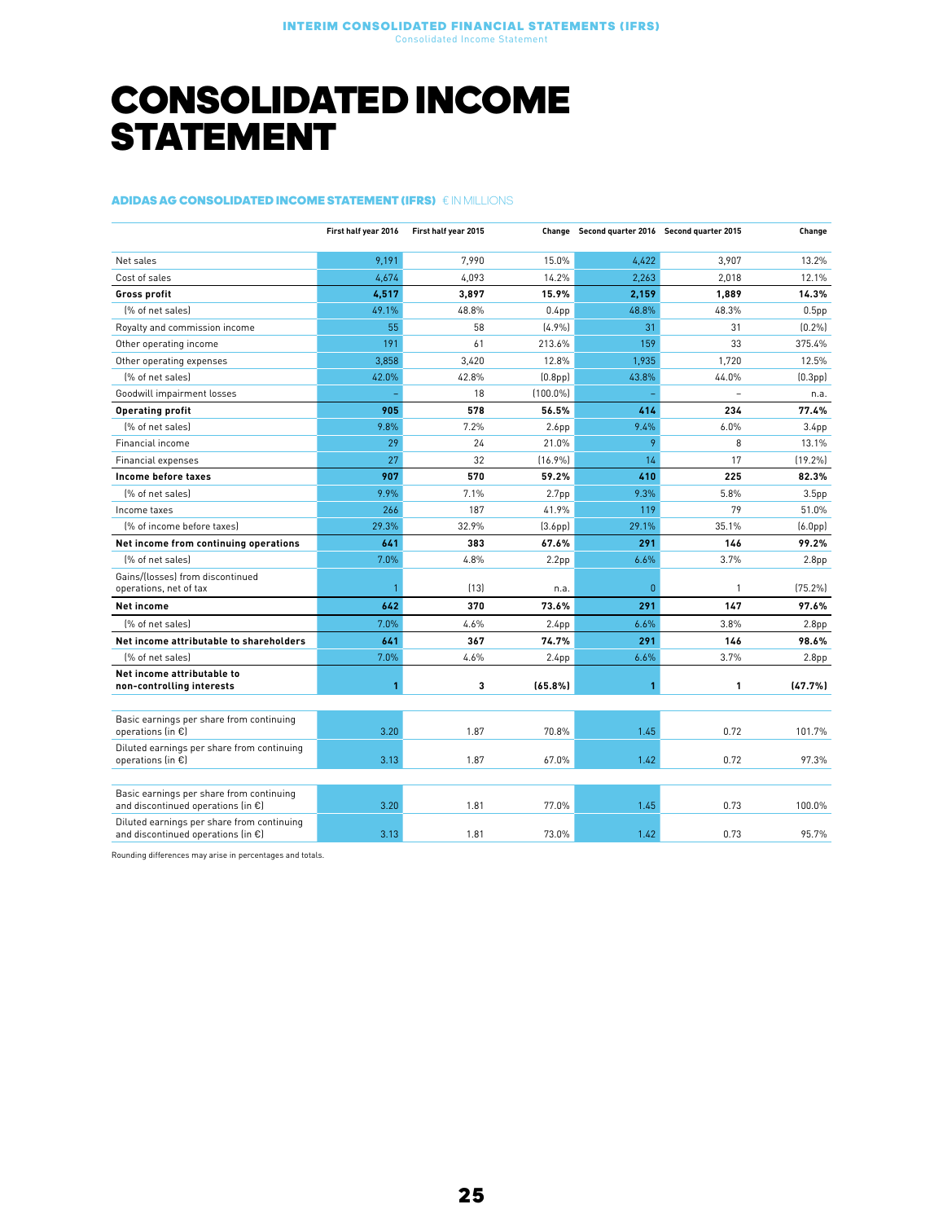# CONSOLIDATED INCOME STATEMENT

**ADIDAS AG CONSOLIDATED INCOME STATEMENT (IFRS)** € IN MILLIONS

| | First half year 2016 | First half year 2015 | Change | Second quarter 2016 | Second quarter 2015 | Change |
|---|---|---|---|---|---|---|
| Net sales | 9,191 | 7,990 | 15.0% | 4,422 | 3,907 | 13.2% |
| Cost of sales | 4,674 | 4,093 | 14.2% | 2,263 | 2,018 | 12.1% |
| **Gross profit** | **4,517** | **3,897** | **15.9%** | **2,159** | **1,889** | **14.3%** |
| (% of net sales) | 49.1% | 48.8% | 0.4pp | 48.8% | 48.3% | 0.5pp |
| Royalty and commission income | 55 | 58 | (4.9%) | 31 | 31 | (0.2%) |
| Other operating income | 191 | 61 | 213.6% | 159 | 33 | 375.4% |
| Other operating expenses | 3,858 | 3,420 | 12.8% | 1,935 | 1,720 | 12.5% |
| (% of net sales) | 42.0% | 42.8% | (0.8pp) | 43.8% | 44.0% | (0.3pp) |
| Goodwill impairment losses | – | 18 | (100.0%) | – | – | n.a. |
| **Operating profit** | **905** | **578** | **56.5%** | **414** | **234** | **77.4%** |
| (% of net sales) | 9.8% | 7.2% | 2.6pp | 9.4% | 6.0% | 3.4pp |
| Financial income | 29 | 24 | 21.0% | 9 | 8 | 13.1% |
| Financial expenses | 27 | 32 | (16.9%) | 14 | 17 | (19.2%) |
| **Income before taxes** | **907** | **570** | **59.2%** | **410** | **225** | **82.3%** |
| (% of net sales) | 9.9% | 7.1% | 2.7pp | 9.3% | 5.8% | 3.5pp |
| Income taxes | 266 | 187 | 41.9% | 119 | 79 | 51.0% |
| (% of income before taxes) | 29.3% | 32.9% | (3.6pp) | 29.1% | 35.1% | (6.0pp) |
| **Net income from continuing operations** | **641** | **383** | **67.6%** | **291** | **146** | **99.2%** |
| (% of net sales) | 7.0% | 4.8% | 2.2pp | 6.6% | 3.7% | 2.8pp |
| Gains/(losses) from discontinued operations, net of tax | 1 | (13) | n.a. | 0 | 1 | (75.2%) |
| **Net income** | **642** | **370** | **73.6%** | **291** | **147** | **97.6%** |
| (% of net sales) | 7.0% | 4.6% | 2.4pp | 6.6% | 3.8% | 2.8pp |
| **Net income attributable to shareholders** | **641** | **367** | **74.7%** | **291** | **146** | **98.6%** |
| (% of net sales) | 7.0% | 4.6% | 2.4pp | 6.6% | 3.7% | 2.8pp |
| **Net income attributable to non-controlling interests** | **1** | **3** | **(65.8%)** | **1** | **1** | **(47.7%)** |
| | | | | | | |
| Basic earnings per share from continuing operations (in €) | 3.20 | 1.87 | 70.8% | 1.45 | 0.72 | 101.7% |
| Diluted earnings per share from continuing operations (in €) | 3.13 | 1.87 | 67.0% | 1.42 | 0.72 | 97.3% |
| | | | | | | |
| Basic earnings per share from continuing and discontinued operations (in €) | 3.20 | 1.81 | 77.0% | 1.45 | 0.73 | 100.0% |
| Diluted earnings per share from continuing and discontinued operations (in €) | 3.13 | 1.81 | 73.0% | 1.42 | 0.73 | 95.7% |

Rounding differences may arise in percentages and totals.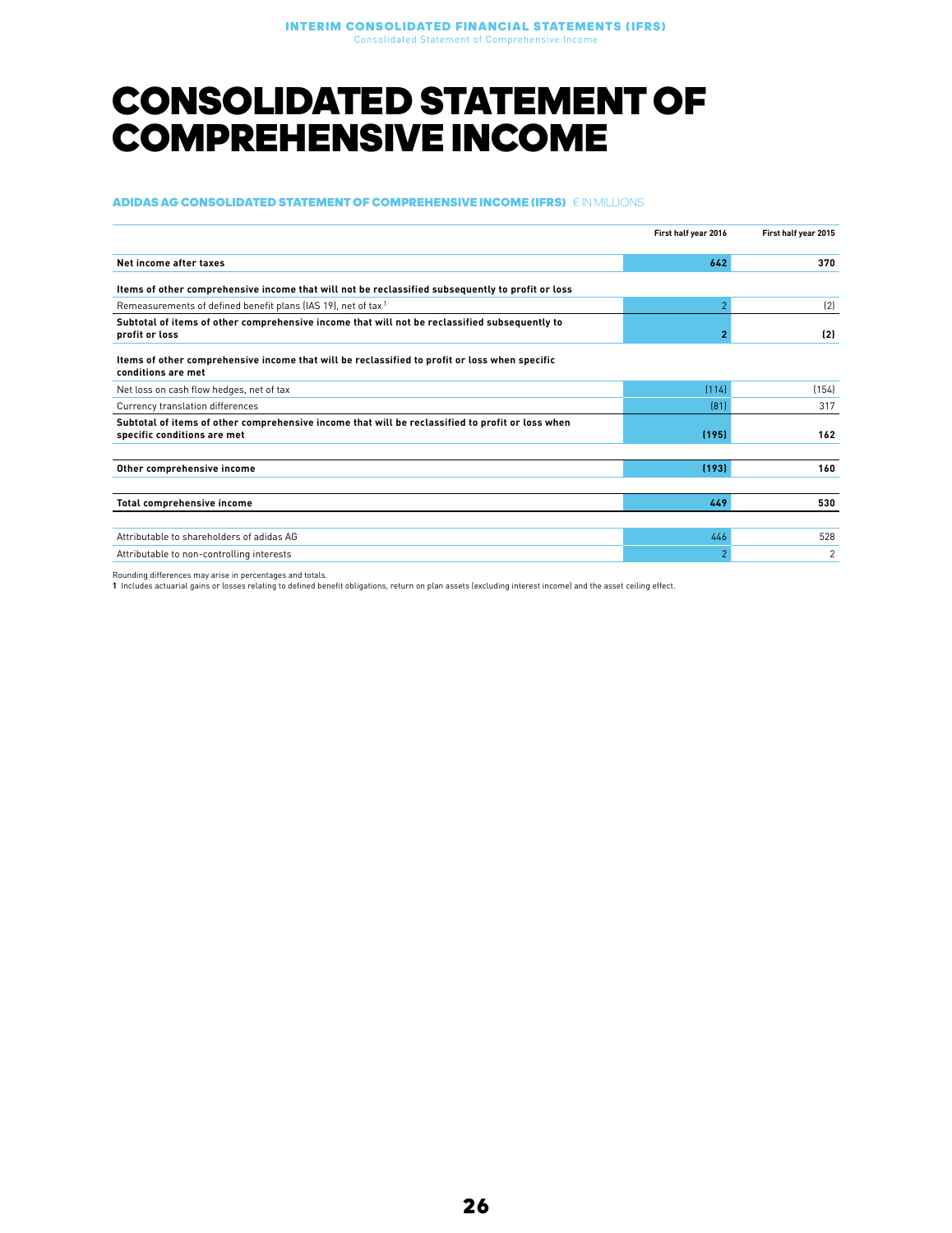# CONSOLIDATED STATEMENT OF COMPREHENSIVE INCOME

**ADIDAS AG CONSOLIDATED STATEMENT OF COMPREHENSIVE INCOME (IFRS)** € IN MILLIONS

| | First half year 2016 | First half year 2015 |
|---|---|---|
| **Net income after taxes** | **642** | **370** |
| **Items of other comprehensive income that will not be reclassified subsequently to profit or loss** | | |
| Remeasurements of defined benefit plans (IAS 19), net of tax [1] | 2 | (2) |
| **Subtotal of items of other comprehensive income that will not be reclassified subsequently to profit or loss** | **2** | **(2)** |
| **Items of other comprehensive income that will be reclassified to profit or loss when specific conditions are met** | | |
| Net loss on cash flow hedges, net of tax | (114) | (154) |
| Currency translation differences | (81) | 317 |
| **Subtotal of items of other comprehensive income that will be reclassified to profit or loss when specific conditions are met** | **(195)** | **162** |
| **Other comprehensive income** | **(193)** | **160** |
| **Total comprehensive income** | **449** | **530** |
| Attributable to shareholders of adidas AG | 446 | 528 |
| Attributable to non-controlling interests | 2 | 2 |

Rounding differences may arise in percentages and totals.

1 Includes actuarial gains or losses relating to defined benefit obligations, return on plan assets (excluding interest income) and the asset ceiling effect.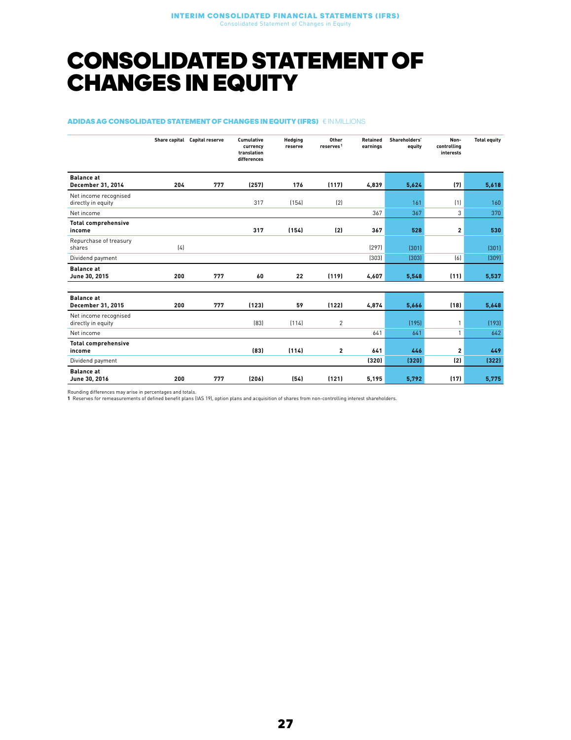# CONSOLIDATED STATEMENT OF CHANGES IN EQUITY

**ADIDAS AG CONSOLIDATED STATEMENT OF CHANGES IN EQUITY (IFRS)** € IN MILLIONS

| | Share capital | Capital reserve | Cumulative currency translation differences | Hedging reserve | Other reserves[1] | Retained earnings | Shareholders' equity | Non-controlling interests | Total equity |
|---|---|---|---|---|---|---|---|---|---|
| **Balance at December 31, 2014** | **204** | **777** | **(257)** | **176** | **(117)** | **4,839** | **5,624** | **(7)** | **5,618** |
| Net income recognised directly in equity | | | 317 | (154) | (2) | | 161 | (1) | 160 |
| Net income | | | | | | 367 | 367 | 3 | 370 |
| **Total comprehensive income** | | | **317** | **(154)** | **(2)** | **367** | **528** | **2** | **530** |
| Repurchase of treasury shares | (4) | | | | | (297) | (301) | | (301) |
| Dividend payment | | | | | | (303) | (303) | (6) | (309) |
| **Balance at June 30, 2015** | **200** | **777** | **60** | **22** | **(119)** | **4,607** | **5,548** | **(11)** | **5,537** |
| | | | | | | | | | |
| **Balance at December 31, 2015** | **200** | **777** | **(123)** | **59** | **(122)** | **4,874** | **5,666** | **(18)** | **5,648** |
| Net income recognised directly in equity | | | (83) | (114) | 2 | | (195) | 1 | (193) |
| Net income | | | | | | 641 | 641 | 1 | 642 |
| **Total comprehensive income** | | | **(83)** | **(114)** | **2** | **641** | **446** | **2** | **449** |
| Dividend payment | | | | | | **(320)** | **(320)** | **(2)** | **(322)** |
| **Balance at June 30, 2016** | **200** | **777** | **(206)** | **(54)** | **(121)** | **5,195** | **5,792** | **(17)** | **5,775** |

Rounding differences may arise in percentages and totals.

**1** Reserves for remeasurements of defined benefit plans (IAS 19), option plans and acquisition of shares from non-controlling interest shareholders.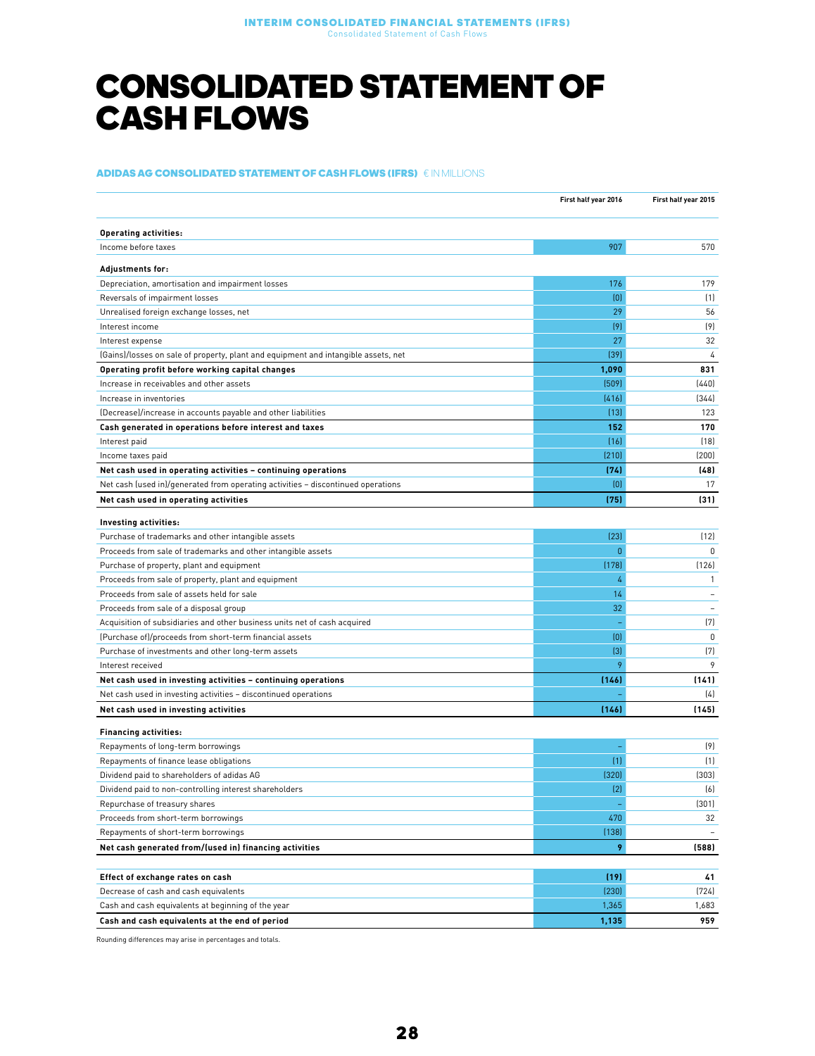# CONSOLIDATED STATEMENT OF CASH FLOWS

**ADIDAS AG CONSOLIDATED STATEMENT OF CASH FLOWS (IFRS)** € IN MILLIONS

| | First half year 2016 | First half year 2015 |
|---|---|---|
| **Operating activities:** | | |
| Income before taxes | 907 | 570 |
| **Adjustments for:** | | |
| Depreciation, amortisation and impairment losses | 176 | 179 |
| Reversals of impairment losses | (0) | (1) |
| Unrealised foreign exchange losses, net | 29 | 56 |
| Interest income | (9) | (9) |
| Interest expense | 27 | 32 |
| (Gains)/losses on sale of property, plant and equipment and intangible assets, net | (39) | 4 |
| **Operating profit before working capital changes** | **1,090** | **831** |
| Increase in receivables and other assets | (509) | (440) |
| Increase in inventories | (416) | (344) |
| (Decrease)/increase in accounts payable and other liabilities | (13) | 123 |
| **Cash generated in operations before interest and taxes** | **152** | **170** |
| Interest paid | (16) | (18) |
| Income taxes paid | (210) | (200) |
| **Net cash used in operating activities – continuing operations** | **(74)** | **(48)** |
| Net cash (used in)/generated from operating activities – discontinued operations | (0) | 17 |
| **Net cash used in operating activities** | **(75)** | **(31)** |
| **Investing activities:** | | |
| Purchase of trademarks and other intangible assets | (23) | (12) |
| Proceeds from sale of trademarks and other intangible assets | 0 | 0 |
| Purchase of property, plant and equipment | (178) | (126) |
| Proceeds from sale of property, plant and equipment | 4 | 1 |
| Proceeds from sale of assets held for sale | 14 | – |
| Proceeds from sale of a disposal group | 32 | – |
| Acquisition of subsidiaries and other business units net of cash acquired | – | (7) |
| (Purchase of)/proceeds from short-term financial assets | (0) | 0 |
| Purchase of investments and other long-term assets | (3) | (7) |
| Interest received | 9 | 9 |
| **Net cash used in investing activities – continuing operations** | **(146)** | **(141)** |
| Net cash used in investing activities – discontinued operations | – | (4) |
| **Net cash used in investing activities** | **(146)** | **(145)** |
| **Financing activities:** | | |
| Repayments of long-term borrowings | – | (9) |
| Repayments of finance lease obligations | (1) | (1) |
| Dividend paid to shareholders of adidas AG | (320) | (303) |
| Dividend paid to non-controlling interest shareholders | (2) | (6) |
| Repurchase of treasury shares | – | (301) |
| Proceeds from short-term borrowings | 470 | 32 |
| Repayments of short-term borrowings | (138) | – |
| **Net cash generated from/(used in) financing activities** | **9** | **(588)** |
| **Effect of exchange rates on cash** | **(19)** | **41** |
| Decrease of cash and cash equivalents | (230) | (724) |
| Cash and cash equivalents at beginning of the year | 1,365 | 1,683 |
| **Cash and cash equivalents at the end of period** | **1,135** | **959** |

Rounding differences may arise in percentages and totals.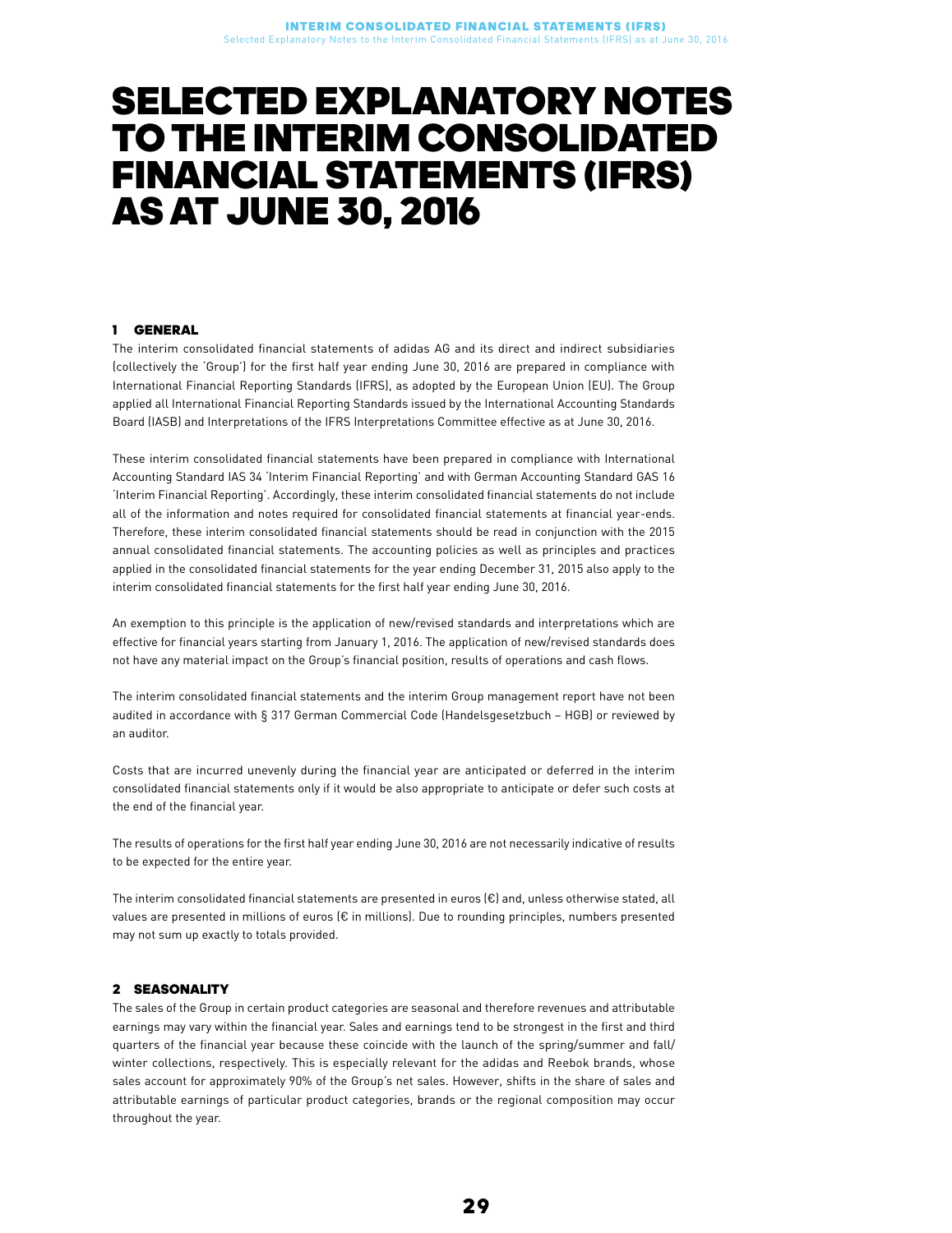# SELECTED EXPLANATORY NOTES TO THE INTERIM CONSOLIDATED FINANCIAL STATEMENTS (IFRS) AS AT JUNE 30, 2016

## 1 GENERAL

The interim consolidated financial statements of adidas AG and its direct and indirect subsidiaries (collectively the 'Group') for the first half year ending June 30, 2016 are prepared in compliance with International Financial Reporting Standards (IFRS), as adopted by the European Union (EU). The Group applied all International Financial Reporting Standards issued by the International Accounting Standards Board (IASB) and Interpretations of the IFRS Interpretations Committee effective as at June 30, 2016.

These interim consolidated financial statements have been prepared in compliance with International Accounting Standard IAS 34 'Interim Financial Reporting' and with German Accounting Standard GAS 16 'Interim Financial Reporting'. Accordingly, these interim consolidated financial statements do not include all of the information and notes required for consolidated financial statements at financial year-ends. Therefore, these interim consolidated financial statements should be read in conjunction with the 2015 annual consolidated financial statements. The accounting policies as well as principles and practices applied in the consolidated financial statements for the year ending December 31, 2015 also apply to the interim consolidated financial statements for the first half year ending June 30, 2016.

An exemption to this principle is the application of new/revised standards and interpretations which are effective for financial years starting from January 1, 2016. The application of new/revised standards does not have any material impact on the Group's financial position, results of operations and cash flows.

The interim consolidated financial statements and the interim Group management report have not been audited in accordance with § 317 German Commercial Code (Handelsgesetzbuch – HGB) or reviewed by an auditor.

Costs that are incurred unevenly during the financial year are anticipated or deferred in the interim consolidated financial statements only if it would be also appropriate to anticipate or defer such costs at the end of the financial year.

The results of operations for the first half year ending June 30, 2016 are not necessarily indicative of results to be expected for the entire year.

The interim consolidated financial statements are presented in euros (€) and, unless otherwise stated, all values are presented in millions of euros (€ in millions). Due to rounding principles, numbers presented may not sum up exactly to totals provided.

## 2 SEASONALITY

The sales of the Group in certain product categories are seasonal and therefore revenues and attributable earnings may vary within the financial year. Sales and earnings tend to be strongest in the first and third quarters of the financial year because these coincide with the launch of the spring/summer and fall/winter collections, respectively. This is especially relevant for the adidas and Reebok brands, whose sales account for approximately 90% of the Group's net sales. However, shifts in the share of sales and attributable earnings of particular product categories, brands or the regional composition may occur throughout the year.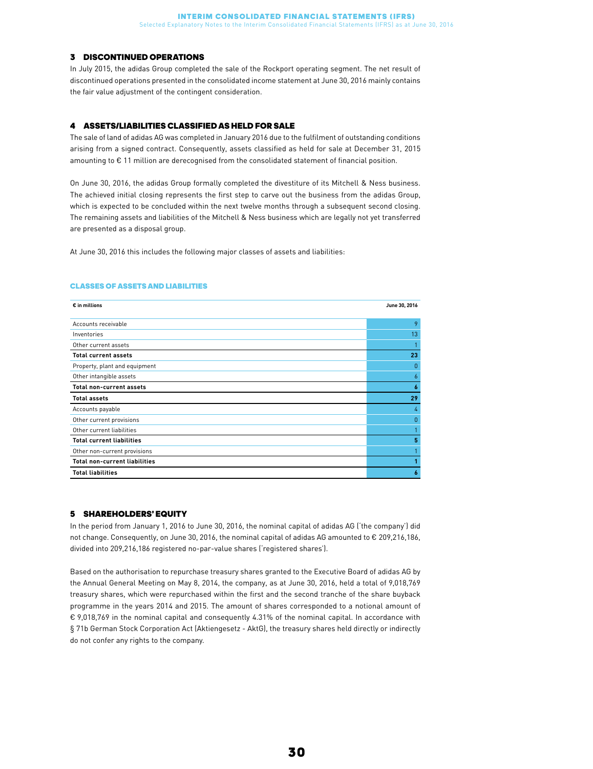### 3 DISCONTINUED OPERATIONS

In July 2015, the adidas Group completed the sale of the Rockport operating segment. The net result of discontinued operations presented in the consolidated income statement at June 30, 2016 mainly contains the fair value adjustment of the contingent consideration.

### 4 ASSETS/LIABILITIES CLASSIFIED AS HELD FOR SALE

The sale of land of adidas AG was completed in January 2016 due to the fulfilment of outstanding conditions arising from a signed contract. Consequently, assets classified as held for sale at December 31, 2015 amounting to € 11 million are derecognised from the consolidated statement of financial position.

On June 30, 2016, the adidas Group formally completed the divestiture of its Mitchell & Ness business. The achieved initial closing represents the first step to carve out the business from the adidas Group, which is expected to be concluded within the next twelve months through a subsequent second closing. The remaining assets and liabilities of the Mitchell & Ness business which are legally not yet transferred are presented as a disposal group.

At June 30, 2016 this includes the following major classes of assets and liabilities:

#### CLASSES OF ASSETS AND LIABILITIES

| € in millions | June 30, 2016 |
|---|---|
| Accounts receivable | 9 |
| Inventories | 13 |
| Other current assets | 1 |
| **Total current assets** | **23** |
| Property, plant and equipment | 0 |
| Other intangible assets | 6 |
| **Total non-current assets** | **6** |
| **Total assets** | **29** |
| Accounts payable | 4 |
| Other current provisions | 0 |
| Other current liabilities | 1 |
| **Total current liabilities** | **5** |
| Other non-current provisions | 1 |
| **Total non-current liabilities** | **1** |
| **Total liabilities** | **6** |

### 5 SHAREHOLDERS' EQUITY

In the period from January 1, 2016 to June 30, 2016, the nominal capital of adidas AG ('the company') did not change. Consequently, on June 30, 2016, the nominal capital of adidas AG amounted to € 209,216,186, divided into 209,216,186 registered no-par-value shares ('registered shares').

Based on the authorisation to repurchase treasury shares granted to the Executive Board of adidas AG by the Annual General Meeting on May 8, 2014, the company, as at June 30, 2016, held a total of 9,018,769 treasury shares, which were repurchased within the first and the second tranche of the share buyback programme in the years 2014 and 2015. The amount of shares corresponded to a notional amount of € 9,018,769 in the nominal capital and consequently 4.31% of the nominal capital. In accordance with § 71b German Stock Corporation Act (Aktiengesetz - AktG), the treasury shares held directly or indirectly do not confer any rights to the company.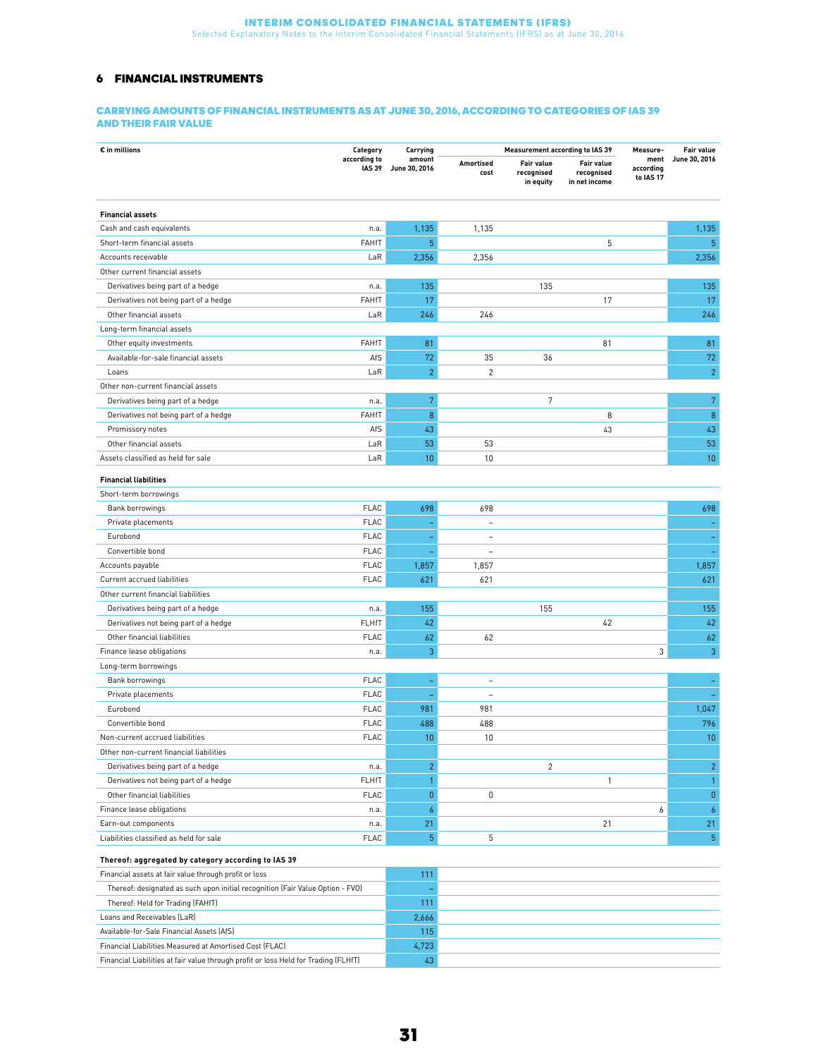## 6 FINANCIAL INSTRUMENTS

### CARRYING AMOUNTS OF FINANCIAL INSTRUMENTS AS AT JUNE 30, 2016, ACCORDING TO CATEGORIES OF IAS 39 AND THEIR FAIR VALUE

| € in millions | Category according to IAS 39 | Carrying amount June 30, 2016 | Measurement according to IAS 39 | | | Measurement according to IAS 17 | Fair value June 30, 2016 |
|---|---|---|---|---|---|---|---|
| | | | Amortised cost | Fair value recognised in equity | Fair value recognised in net income | | |
| **Financial assets** | | | | | | | |
| Cash and cash equivalents | n.a. | 1,135 | 1,135 | | | | 1,135 |
| Short-term financial assets | FAHfT | 5 | | | 5 | | 5 |
| Accounts receivable | LaR | 2,356 | 2,356 | | | | 2,356 |
| Other current financial assets | | | | | | | |
| Derivatives being part of a hedge | n.a. | 135 | | 135 | | | 135 |
| Derivatives not being part of a hedge | FAHfT | 17 | | | 17 | | 17 |
| Other financial assets | LaR | 246 | 246 | | | | 246 |
| Long-term financial assets | | | | | | | |
| Other equity investments | FAHfT | 81 | | | 81 | | 81 |
| Available-for-sale financial assets | AfS | 72 | 35 | 36 | | | 72 |
| Loans | LaR | 2 | 2 | | | | 2 |
| Other non-current financial assets | | | | | | | |
| Derivatives being part of a hedge | n.a. | 7 | | 7 | | | 7 |
| Derivatives not being part of a hedge | FAHfT | 8 | | | 8 | | 8 |
| Promissory notes | AfS | 43 | | | 43 | | 43 |
| Other financial assets | LaR | 53 | 53 | | | | 53 |
| Assets classified as held for sale | LaR | 10 | 10 | | | | 10 |
| **Financial liabilities** | | | | | | | |
| Short-term borrowings | | | | | | | |
| Bank borrowings | FLAC | 698 | 698 | | | | 698 |
| Private placements | FLAC | – | – | | | | – |
| Eurobond | FLAC | – | – | | | | – |
| Convertible bond | FLAC | – | – | | | | – |
| Accounts payable | FLAC | 1,857 | 1,857 | | | | 1,857 |
| Current accrued liabilities | FLAC | 621 | 621 | | | | 621 |
| Other current financial liabilities | | | | | | | |
| Derivatives being part of a hedge | n.a. | 155 | | 155 | | | 155 |
| Derivatives not being part of a hedge | FLHfT | 42 | | | 42 | | 42 |
| Other financial liabilities | FLAC | 62 | 62 | | | | 62 |
| Finance lease obligations | n.a. | 3 | | | | 3 | 3 |
| Long-term borrowings | | | | | | | |
| Bank borrowings | FLAC | – | – | | | | – |
| Private placements | FLAC | – | – | | | | – |
| Eurobond | FLAC | 981 | 981 | | | | 1,047 |
| Convertible bond | FLAC | 488 | 488 | | | | 796 |
| Non-current accrued liabilities | FLAC | 10 | 10 | | | | 10 |
| Other non-current financial liabilities | | | | | | | |
| Derivatives being part of a hedge | n.a. | 2 | | 2 | | | 2 |
| Derivatives not being part of a hedge | FLHfT | 1 | | | 1 | | 1 |
| Other financial liabilities | FLAC | 0 | 0 | | | | 0 |
| Finance lease obligations | n.a. | 6 | | | | 6 | 6 |
| Earn-out components | n.a. | 21 | | | 21 | | 21 |
| Liabilities classified as held for sale | FLAC | 5 | 5 | | | | 5 |

| **Thereof: aggregated by category according to IAS 39** | |
|---|---|
| Financial assets at fair value through profit or loss | 111 |
| Thereof: designated as such upon initial recognition (Fair Value Option - FVO) | – |
| Thereof: Held for Trading (FAHfT) | 111 |
| Loans and Receivables (LaR) | 2,666 |
| Available-for-Sale Financial Assets (AfS) | 115 |
| Financial Liabilities Measured at Amortised Cost (FLAC) | 4,723 |
| Financial Liabilities at fair value through profit or loss Held for Trading (FLHfT) | 43 |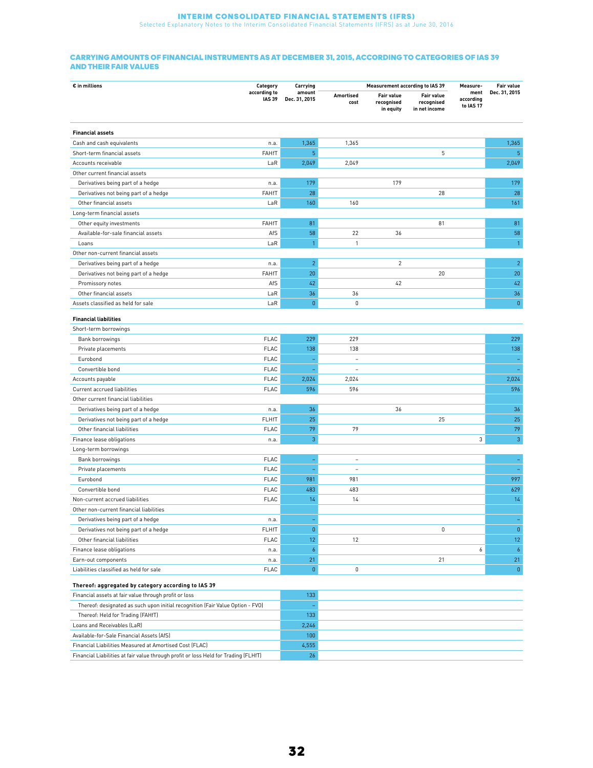## CARRYING AMOUNTS OF FINANCIAL INSTRUMENTS AS AT DECEMBER 31, 2015, ACCORDING TO CATEGORIES OF IAS 39 AND THEIR FAIR VALUES

| € in millions | Category according to IAS 39 | Carrying amount Dec. 31, 2015 | Measurement according to IAS 39 | | | Measurement according to IAS 17 | Fair value Dec. 31, 2015 |
|---|---|---|---|---|---|---|---|
| | | | Amortised cost | Fair value recognised in equity | Fair value recognised in net income | | |
| **Financial assets** | | | | | | | |
| Cash and cash equivalents | n.a. | 1,365 | 1,365 | | | | 1,365 |
| Short-term financial assets | FAHfT | 5 | | | 5 | | 5 |
| Accounts receivable | LaR | 2,049 | 2,049 | | | | 2,049 |
| Other current financial assets | | | | | | | |
| Derivatives being part of a hedge | n.a. | 179 | | 179 | | | 179 |
| Derivatives not being part of a hedge | FAHfT | 28 | | | 28 | | 28 |
| Other financial assets | LaR | 160 | 160 | | | | 161 |
| Long-term financial assets | | | | | | | |
| Other equity investments | FAHfT | 81 | | | 81 | | 81 |
| Available-for-sale financial assets | AfS | 58 | 22 | 36 | | | 58 |
| Loans | LaR | 1 | 1 | | | | 1 |
| Other non-current financial assets | | | | | | | |
| Derivatives being part of a hedge | n.a. | 2 | | 2 | | | 2 |
| Derivatives not being part of a hedge | FAHfT | 20 | | | 20 | | 20 |
| Promissory notes | AfS | 42 | | 42 | | | 42 |
| Other financial assets | LaR | 36 | 36 | | | | 36 |
| Assets classified as held for sale | LaR | 0 | 0 | | | | 0 |
| **Financial liabilities** | | | | | | | |
| Short-term borrowings | | | | | | | |
| Bank borrowings | FLAC | 229 | 229 | | | | 229 |
| Private placements | FLAC | 138 | 138 | | | | 138 |
| Eurobond | FLAC | – | – | | | | – |
| Convertible bond | FLAC | – | – | | | | – |
| Accounts payable | FLAC | 2,024 | 2,024 | | | | 2,024 |
| Current accrued liabilities | FLAC | 596 | 596 | | | | 596 |
| Other current financial liabilities | | | | | | | |
| Derivatives being part of a hedge | n.a. | 36 | | 36 | | | 36 |
| Derivatives not being part of a hedge | FLHfT | 25 | | | 25 | | 25 |
| Other financial liabilities | FLAC | 79 | 79 | | | | 79 |
| Finance lease obligations | n.a. | 3 | | | | 3 | 3 |
| Long-term borrowings | | | | | | | |
| Bank borrowings | FLAC | – | – | | | | – |
| Private placements | FLAC | – | – | | | | – |
| Eurobond | FLAC | 981 | 981 | | | | 997 |
| Convertible bond | FLAC | 483 | 483 | | | | 629 |
| Non-current accrued liabilities | FLAC | 14 | 14 | | | | 14 |
| Other non-current financial liabilities | | | | | | | |
| Derivatives being part of a hedge | n.a. | – | | | | | – |
| Derivatives not being part of a hedge | FLHfT | 0 | | | 0 | | 0 |
| Other financial liabilities | FLAC | 12 | 12 | | | | 12 |
| Finance lease obligations | n.a. | 6 | | | | 6 | 6 |
| Earn-out components | n.a. | 21 | | | 21 | | 21 |
| Liabilities classified as held for sale | FLAC | 0 | 0 | | | | 0 |
| **Thereof: aggregated by category according to IAS 39** | | | | | | | |
| Financial assets at fair value through profit or loss | | 133 | | | | | |
| Thereof: designated as such upon initial recognition (Fair Value Option - FVO) | | – | | | | | |
| Thereof: Held for Trading (FAHfT) | | 133 | | | | | |
| Loans and Receivables (LaR) | | 2,246 | | | | | |
| Available-for-Sale Financial Assets (AfS) | | 100 | | | | | |
| Financial Liabilities Measured at Amortised Cost (FLAC) | | 4,555 | | | | | |
| Financial Liabilities at fair value through profit or loss Held for Trading (FLHfT) | | 26 | | | | | |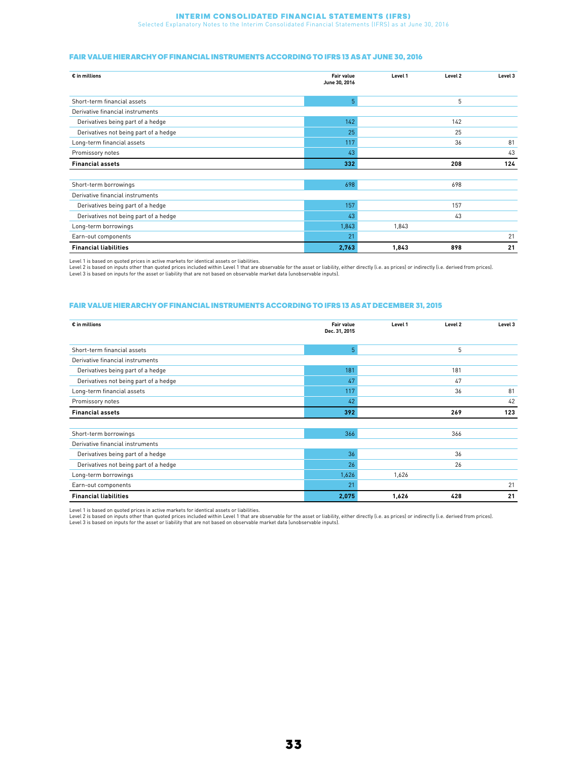## FAIR VALUE HIERARCHY OF FINANCIAL INSTRUMENTS ACCORDING TO IFRS 13 AS AT JUNE 30, 2016

| € in millions | Fair value June 30, 2016 | Level 1 | Level 2 | Level 3 |
|---|---|---|---|---|
| Short-term financial assets | 5 | | 5 | |
| Derivative financial instruments | | | | |
| Derivatives being part of a hedge | 142 | | 142 | |
| Derivatives not being part of a hedge | 25 | | 25 | |
| Long-term financial assets | 117 | | 36 | 81 |
| Promissory notes | 43 | | | 43 |
| **Financial assets** | **332** | | **208** | **124** |
| | | | | |
| Short-term borrowings | 698 | | 698 | |
| Derivative financial instruments | | | | |
| Derivatives being part of a hedge | 157 | | 157 | |
| Derivatives not being part of a hedge | 43 | | 43 | |
| Long-term borrowings | 1,843 | 1,843 | | |
| Earn-out components | 21 | | | 21 |
| **Financial liabilities** | **2,763** | **1,843** | **898** | **21** |

Level 1 is based on quoted prices in active markets for identical assets or liabilities.
Level 2 is based on inputs other than quoted prices included within Level 1 that are observable for the asset or liability, either directly (i.e. as prices) or indirectly (i.e. derived from prices).
Level 3 is based on inputs for the asset or liability that are not based on observable market data (unobservable inputs).

## FAIR VALUE HIERARCHY OF FINANCIAL INSTRUMENTS ACCORDING TO IFRS 13 AS AT DECEMBER 31, 2015

| € in millions | Fair value Dec. 31, 2015 | Level 1 | Level 2 | Level 3 |
|---|---|---|---|---|
| Short-term financial assets | 5 | | 5 | |
| Derivative financial instruments | | | | |
| Derivatives being part of a hedge | 181 | | 181 | |
| Derivatives not being part of a hedge | 47 | | 47 | |
| Long-term financial assets | 117 | | 36 | 81 |
| Promissory notes | 42 | | | 42 |
| **Financial assets** | **392** | | **269** | **123** |
| | | | | |
| Short-term borrowings | 366 | | 366 | |
| Derivative financial instruments | | | | |
| Derivatives being part of a hedge | 36 | | 36 | |
| Derivatives not being part of a hedge | 26 | | 26 | |
| Long-term borrowings | 1,626 | 1,626 | | |
| Earn-out components | 21 | | | 21 |
| **Financial liabilities** | **2,075** | **1,626** | **428** | **21** |

Level 1 is based on quoted prices in active markets for identical assets or liabilities.
Level 2 is based on inputs other than quoted prices included within Level 1 that are observable for the asset or liability, either directly (i.e. as prices) or indirectly (i.e. derived from prices).
Level 3 is based on inputs for the asset or liability that are not based on observable market data (unobservable inputs).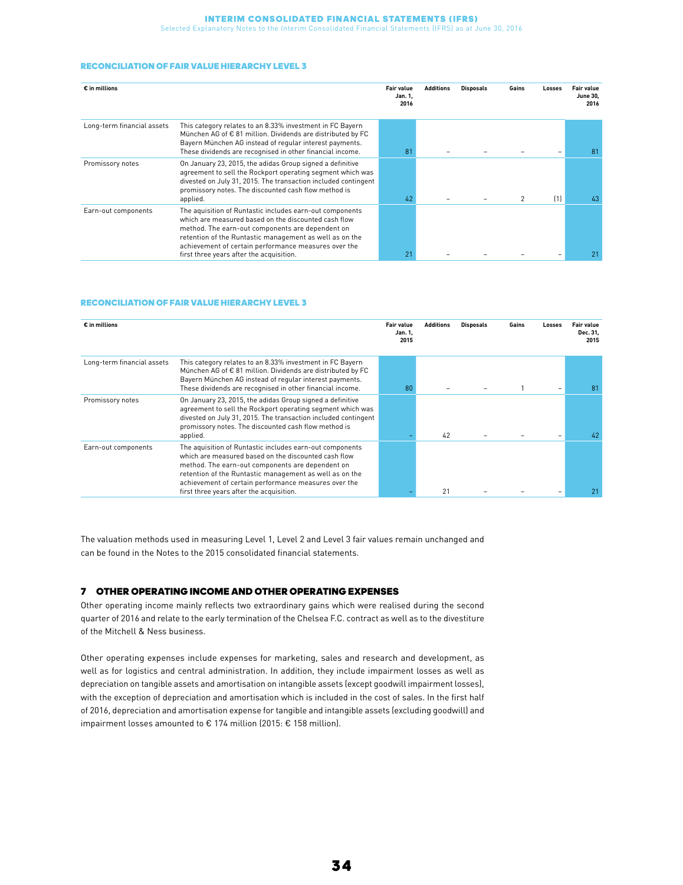### RECONCILIATION OF FAIR VALUE HIERARCHY LEVEL 3

| € in millions | | Fair value Jan. 1, 2016 | Additions | Disposals | Gains | Losses | Fair value June 30, 2016 |
|---|---|---|---|---|---|---|---|
| Long-term financial assets | This category relates to an 8.33% investment in FC Bayern München AG of € 81 million. Dividends are distributed by FC Bayern München AG instead of regular interest payments. These dividends are recognised in other financial income. | 81 | – | – | – | – | 81 |
| Promissory notes | On January 23, 2015, the adidas Group signed a definitive agreement to sell the Rockport operating segment which was divested on July 31, 2015. The transaction included contingent promissory notes. The discounted cash flow method is applied. | 42 | – | – | 2 | (1) | 43 |
| Earn-out components | The aquisition of Runtastic includes earn-out components which are measured based on the discounted cash flow method. The earn-out components are dependent on retention of the Runtastic management as well as on the achievement of certain performance measures over the first three years after the acquisition. | 21 | – | – | – | – | 21 |

### RECONCILIATION OF FAIR VALUE HIERARCHY LEVEL 3

| € in millions | | Fair value Jan. 1, 2015 | Additions | Disposals | Gains | Losses | Fair value Dec. 31, 2015 |
|---|---|---|---|---|---|---|---|
| Long-term financial assets | This category relates to an 8.33% investment in FC Bayern München AG of € 81 million. Dividends are distributed by FC Bayern München AG instead of regular interest payments. These dividends are recognised in other financial income. | 80 | – | – | 1 | – | 81 |
| Promissory notes | On January 23, 2015, the adidas Group signed a definitive agreement to sell the Rockport operating segment which was divested on July 31, 2015. The transaction included contingent promissory notes. The discounted cash flow method is applied. | – | 42 | – | – | – | 42 |
| Earn-out components | The aquisition of Runtastic includes earn-out components which are measured based on the discounted cash flow method. The earn-out components are dependent on retention of the Runtastic management as well as on the achievement of certain performance measures over the first three years after the acquisition. | – | 21 | – | – | – | 21 |

The valuation methods used in measuring Level 1, Level 2 and Level 3 fair values remain unchanged and can be found in the Notes to the 2015 consolidated financial statements.

## 7 OTHER OPERATING INCOME AND OTHER OPERATING EXPENSES

Other operating income mainly reflects two extraordinary gains which were realised during the second quarter of 2016 and relate to the early termination of the Chelsea F.C. contract as well as to the divestiture of the Mitchell & Ness business.

Other operating expenses include expenses for marketing, sales and research and development, as well as for logistics and central administration. In addition, they include impairment losses as well as depreciation on tangible assets and amortisation on intangible assets (except goodwill impairment losses), with the exception of depreciation and amortisation which is included in the cost of sales. In the first half of 2016, depreciation and amortisation expense for tangible and intangible assets (excluding goodwill) and impairment losses amounted to € 174 million (2015: € 158 million).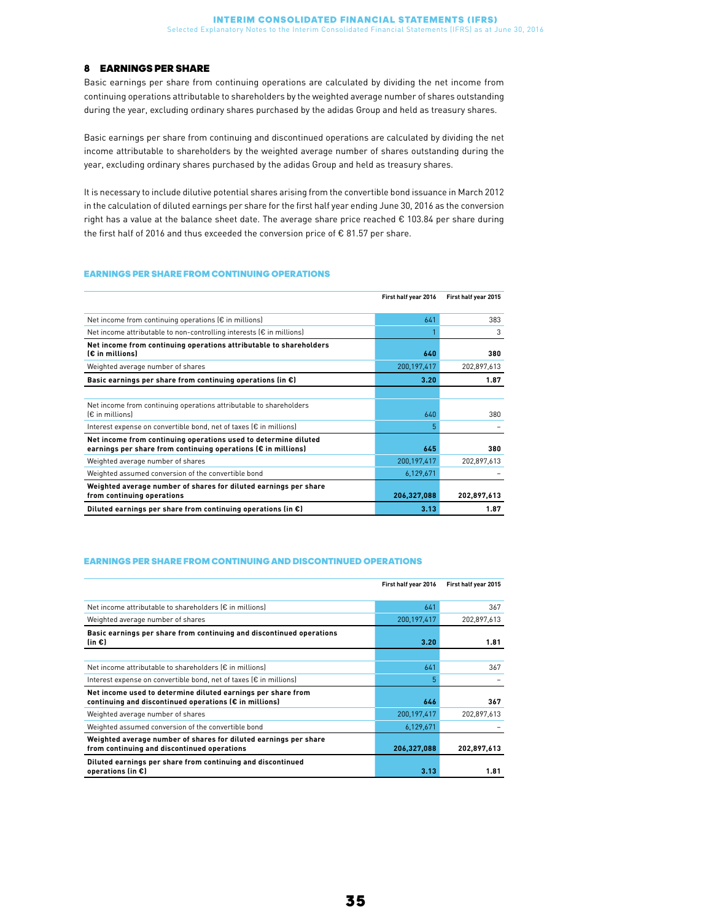## 8 EARNINGS PER SHARE

Basic earnings per share from continuing operations are calculated by dividing the net income from continuing operations attributable to shareholders by the weighted average number of shares outstanding during the year, excluding ordinary shares purchased by the adidas Group and held as treasury shares.

Basic earnings per share from continuing and discontinued operations are calculated by dividing the net income attributable to shareholders by the weighted average number of shares outstanding during the year, excluding ordinary shares purchased by the adidas Group and held as treasury shares.

It is necessary to include dilutive potential shares arising from the convertible bond issuance in March 2012 in the calculation of diluted earnings per share for the first half year ending June 30, 2016 as the conversion right has a value at the balance sheet date. The average share price reached € 103.84 per share during the first half of 2016 and thus exceeded the conversion price of € 81.57 per share.

### EARNINGS PER SHARE FROM CONTINUING OPERATIONS

| | First half year 2016 | First half year 2015 |
|---|---|---|
| Net income from continuing operations (€ in millions) | 641 | 383 |
| Net income attributable to non-controlling interests (€ in millions) | 1 | 3 |
| **Net income from continuing operations attributable to shareholders (€ in millions)** | **640** | **380** |
| Weighted average number of shares | 200,197,417 | 202,897,613 |
| **Basic earnings per share from continuing operations (in €)** | **3.20** | **1.87** |
| | | |
| Net income from continuing operations attributable to shareholders (€ in millions) | 640 | 380 |
| Interest expense on convertible bond, net of taxes (€ in millions) | 5 | – |
| **Net income from continuing operations used to determine diluted earnings per share from continuing operations (€ in millions)** | **645** | **380** |
| Weighted average number of shares | 200,197,417 | 202,897,613 |
| Weighted assumed conversion of the convertible bond | 6,129,671 | – |
| **Weighted average number of shares for diluted earnings per share from continuing operations** | **206,327,088** | **202,897,613** |
| **Diluted earnings per share from continuing operations (in €)** | **3.13** | **1.87** |

### EARNINGS PER SHARE FROM CONTINUING AND DISCONTINUED OPERATIONS

| | First half year 2016 | First half year 2015 |
|---|---|---|
| Net income attributable to shareholders (€ in millions) | 641 | 367 |
| Weighted average number of shares | 200,197,417 | 202,897,613 |
| **Basic earnings per share from continuing and discontinued operations (in €)** | **3.20** | **1.81** |
| | | |
| Net income attributable to shareholders (€ in millions) | 641 | 367 |
| Interest expense on convertible bond, net of taxes (€ in millions) | 5 | – |
| **Net income used to determine diluted earnings per share from continuing and discontinued operations (€ in millions)** | **646** | **367** |
| Weighted average number of shares | 200,197,417 | 202,897,613 |
| Weighted assumed conversion of the convertible bond | 6,129,671 | – |
| **Weighted average number of shares for diluted earnings per share from continuing and discontinued operations** | **206,327,088** | **202,897,613** |
| **Diluted earnings per share from continuing and discontinued operations (in €)** | **3.13** | **1.81** |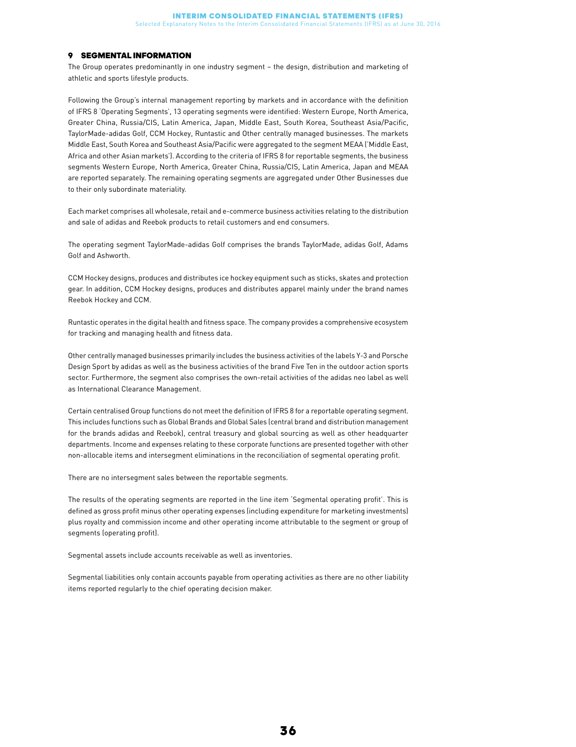## 9 SEGMENTAL INFORMATION

The Group operates predominantly in one industry segment – the design, distribution and marketing of athletic and sports lifestyle products.

Following the Group's internal management reporting by markets and in accordance with the definition of IFRS 8 'Operating Segments', 13 operating segments were identified: Western Europe, North America, Greater China, Russia/CIS, Latin America, Japan, Middle East, South Korea, Southeast Asia/Pacific, TaylorMade-adidas Golf, CCM Hockey, Runtastic and Other centrally managed businesses. The markets Middle East, South Korea and Southeast Asia/Pacific were aggregated to the segment MEAA ('Middle East, Africa and other Asian markets'). According to the criteria of IFRS 8 for reportable segments, the business segments Western Europe, North America, Greater China, Russia/CIS, Latin America, Japan and MEAA are reported separately. The remaining operating segments are aggregated under Other Businesses due to their only subordinate materiality.

Each market comprises all wholesale, retail and e-commerce business activities relating to the distribution and sale of adidas and Reebok products to retail customers and end consumers.

The operating segment TaylorMade-adidas Golf comprises the brands TaylorMade, adidas Golf, Adams Golf and Ashworth.

CCM Hockey designs, produces and distributes ice hockey equipment such as sticks, skates and protection gear. In addition, CCM Hockey designs, produces and distributes apparel mainly under the brand names Reebok Hockey and CCM.

Runtastic operates in the digital health and fitness space. The company provides a comprehensive ecosystem for tracking and managing health and fitness data.

Other centrally managed businesses primarily includes the business activities of the labels Y-3 and Porsche Design Sport by adidas as well as the business activities of the brand Five Ten in the outdoor action sports sector. Furthermore, the segment also comprises the own-retail activities of the adidas neo label as well as International Clearance Management.

Certain centralised Group functions do not meet the definition of IFRS 8 for a reportable operating segment. This includes functions such as Global Brands and Global Sales (central brand and distribution management for the brands adidas and Reebok), central treasury and global sourcing as well as other headquarter departments. Income and expenses relating to these corporate functions are presented together with other non-allocable items and intersegment eliminations in the reconciliation of segmental operating profit.

There are no intersegment sales between the reportable segments.

The results of the operating segments are reported in the line item 'Segmental operating profit'. This is defined as gross profit minus other operating expenses (including expenditure for marketing investments) plus royalty and commission income and other operating income attributable to the segment or group of segments (operating profit).

Segmental assets include accounts receivable as well as inventories.

Segmental liabilities only contain accounts payable from operating activities as there are no other liability items reported regularly to the chief operating decision maker.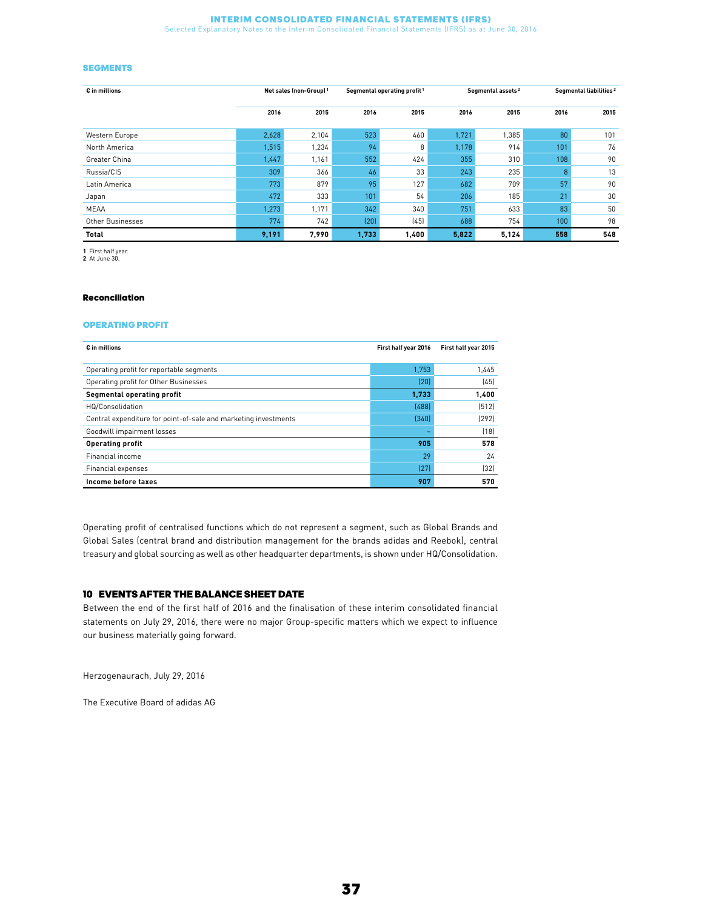## SEGMENTS

| € in millions | Net sales (non-Group)[1] | | Segmental operating profit[1] | | Segmental assets[2] | | Segmental liabilities[2] | |
|---|---|---|---|---|---|---|---|---|
| | 2016 | 2015 | 2016 | 2015 | 2016 | 2015 | 2016 | 2015 |
| Western Europe | 2,628 | 2,104 | 523 | 460 | 1,721 | 1,385 | 80 | 101 |
| North America | 1,515 | 1,234 | 94 | 8 | 1,178 | 914 | 101 | 76 |
| Greater China | 1,447 | 1,161 | 552 | 424 | 355 | 310 | 108 | 90 |
| Russia/CIS | 309 | 366 | 46 | 33 | 243 | 235 | 8 | 13 |
| Latin America | 773 | 879 | 95 | 127 | 682 | 709 | 57 | 90 |
| Japan | 472 | 333 | 101 | 54 | 206 | 185 | 21 | 30 |
| MEAA | 1,273 | 1,171 | 342 | 340 | 751 | 633 | 83 | 50 |
| Other Businesses | 774 | 742 | (20) | (45) | 688 | 754 | 100 | 98 |
| **Total** | **9,191** | **7,990** | **1,733** | **1,400** | **5,822** | **5,124** | **558** | **548** |

1 First half year.
2 At June 30.

### Reconciliation

## OPERATING PROFIT

| € in millions | First half year 2016 | First half year 2015 |
|---|---|---|
| Operating profit for reportable segments | 1,753 | 1,445 |
| Operating profit for Other Businesses | (20) | (45) |
| **Segmental operating profit** | **1,733** | **1,400** |
| HQ/Consolidation | (488) | (512) |
| Central expenditure for point-of-sale and marketing investments | (340) | (292) |
| Goodwill impairment losses | – | (18) |
| **Operating profit** | **905** | **578** |
| Financial income | 29 | 24 |
| Financial expenses | (27) | (32) |
| **Income before taxes** | **907** | **570** |

Operating profit of centralised functions which do not represent a segment, such as Global Brands and Global Sales (central brand and distribution management for the brands adidas and Reebok), central treasury and global sourcing as well as other headquarter departments, is shown under HQ/Consolidation.

## 10 EVENTS AFTER THE BALANCE SHEET DATE

Between the end of the first half of 2016 and the finalisation of these interim consolidated financial statements on July 29, 2016, there were no major Group-specific matters which we expect to influence our business materially going forward.

Herzogenaurach, July 29, 2016

The Executive Board of adidas AG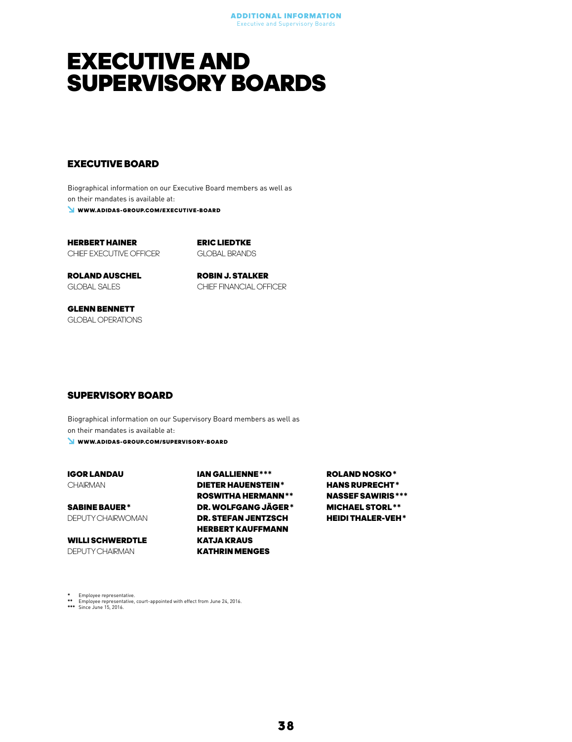# EXECUTIVE AND SUPERVISORY BOARDS

## EXECUTIVE BOARD

Biographical information on our Executive Board members as well as on their mandates is available at:

↘ WWW.ADIDAS-GROUP.COM/EXECUTIVE-BOARD

**HERBERT HAINER**
CHIEF EXECUTIVE OFFICER

**ROLAND AUSCHEL**
GLOBAL SALES

**GLENN BENNETT**
GLOBAL OPERATIONS

**ERIC LIEDTKE**
GLOBAL BRANDS

**ROBIN J. STALKER**
CHIEF FINANCIAL OFFICER

## SUPERVISORY BOARD

Biographical information on our Supervisory Board members as well as on their mandates is available at:

↘ WWW.ADIDAS-GROUP.COM/SUPERVISORY-BOARD

**IGOR LANDAU**
CHAIRMAN

**SABINE BAUER***
DEPUTY CHAIRWOMAN

**WILLI SCHWERDTLE**
DEPUTY CHAIRMAN

**IAN GALLIENNE*****
**DIETER HAUENSTEIN***
**ROSWITHA HERMANN****
**DR. WOLFGANG JÄGER***
**DR. STEFAN JENTZSCH**
**HERBERT KAUFFMANN**
**KATJA KRAUS**
**KATHRIN MENGES**

**ROLAND NOSKO***
**HANS RUPRECHT***
**NASSEF SAWIRIS*****
**MICHAEL STORL****
**HEIDI THALER-VEH***

\* Employee representative.
\*\* Employee representative, court-appointed with effect from June 24, 2016.
\*\*\* Since June 15, 2016.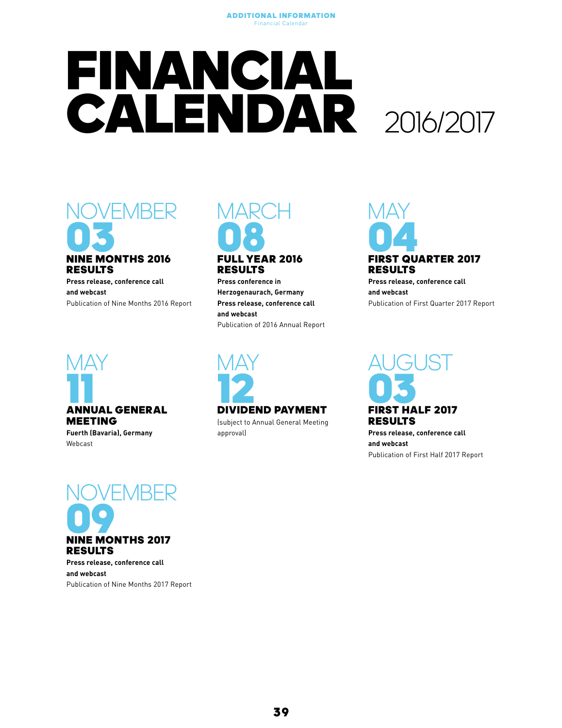# FINANCIAL CALENDAR 2016/2017

## NOVEMBER 03

### NINE MONTHS 2016 RESULTS

**Press release, conference call and webcast**

Publication of Nine Months 2016 Report

## MARCH 08

### FULL YEAR 2016 RESULTS

**Press conference in Herzogenaurach, Germany**

**Press release, conference call and webcast**

Publication of 2016 Annual Report

## MAY 04

### FIRST QUARTER 2017 RESULTS

**Press release, conference call and webcast**

Publication of First Quarter 2017 Report

## MAY 11

### ANNUAL GENERAL MEETING

**Fuerth (Bavaria), Germany**

Webcast

## MAY 12

### DIVIDEND PAYMENT

(subject to Annual General Meeting approval)

## AUGUST 03

### FIRST HALF 2017 RESULTS

**Press release, conference call and webcast**

Publication of First Half 2017 Report

## NOVEMBER 09

### NINE MONTHS 2017 RESULTS

**Press release, conference call and webcast**

Publication of Nine Months 2017 Report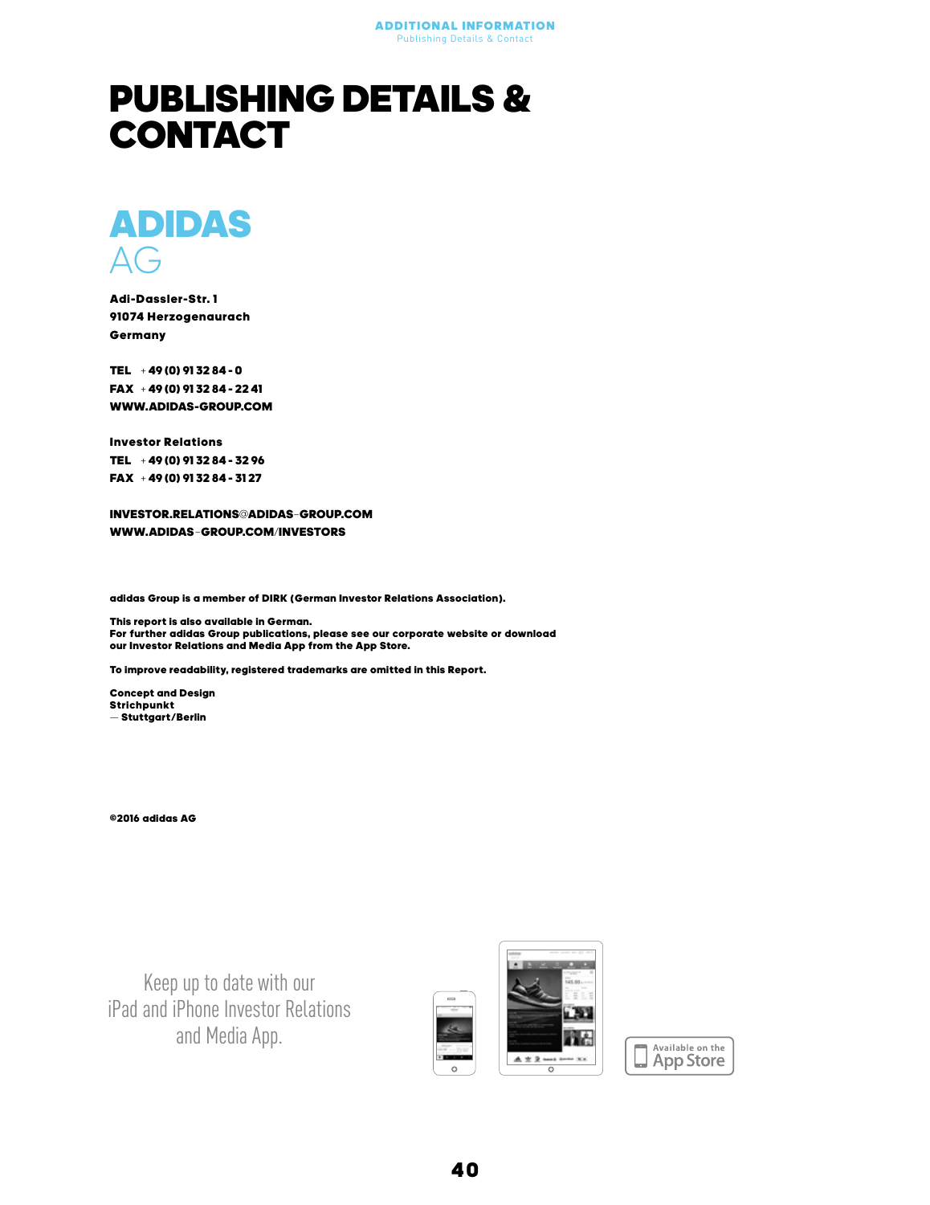# PUBLISHING DETAILS & CONTACT

## ADIDAS AG

**Adi-Dassler-Str. 1**
**91074 Herzogenaurach**
**Germany**

**TEL** + **49 (0) 91 32 84 - 0**
**FAX** + **49 (0) 91 32 84 - 22 41**
**WWW.ADIDAS-GROUP.COM**

**Investor Relations**
**TEL** + **49 (0) 91 32 84 - 32 96**
**FAX** + **49 (0) 91 32 84 - 31 27**

**INVESTOR.RELATIONS@ADIDAS-GROUP.COM**
**WWW.ADIDAS-GROUP.COM/INVESTORS**

**adidas Group is a member of DIRK (German Investor Relations Association).**

**This report is also available in German.**
**For further adidas Group publications, please see our corporate website or download our Investor Relations and Media App from the App Store.**

**To improve readability, registered trademarks are omitted in this Report.**

**Concept and Design**
**Strichpunkt**
**— Stuttgart/Berlin**

**©2016 adidas AG**

Keep up to date with our
iPad and iPhone Investor Relations
and Media App.

Available on the App Store